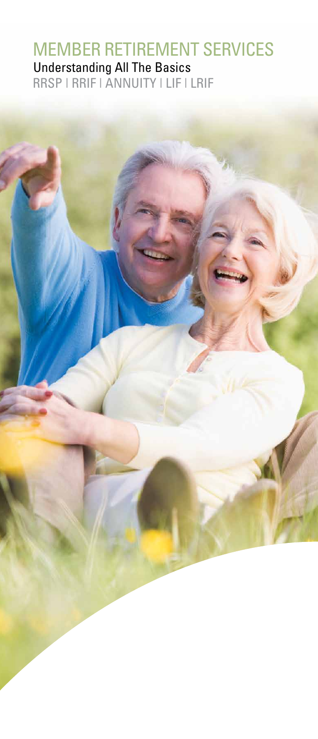# MEMBER RETIREMENT SERVICES

## Understanding All The Basics

RRSP | RRIF | ANNUITY | LIF | LRIF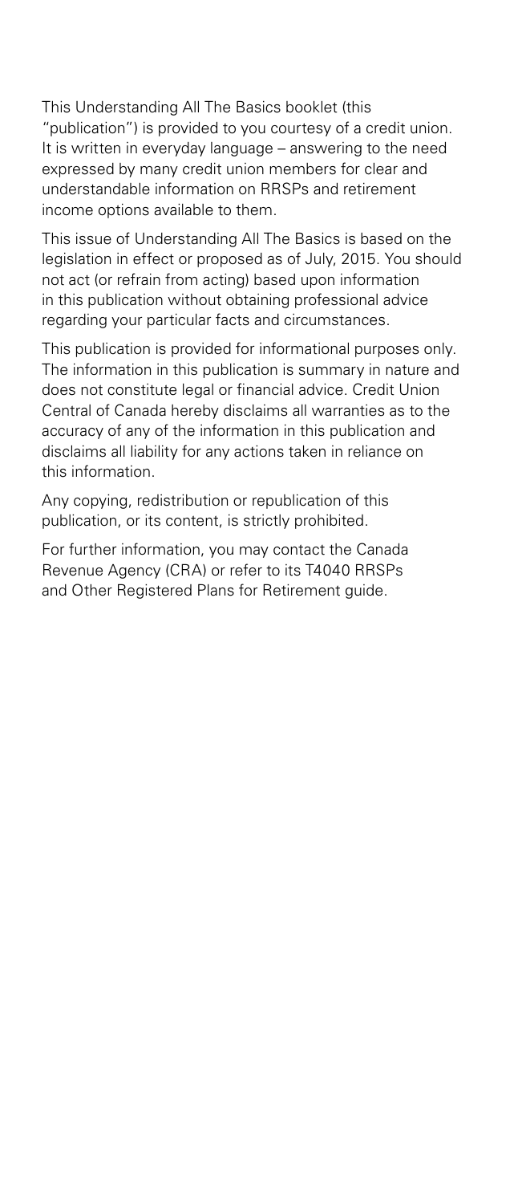This Understanding All The Basics booklet (this "publication") is provided to you courtesy of a credit union. It is written in everyday language – answering to the need expressed by many credit union members for clear and understandable information on RRSPs and retirement income options available to them.

This issue of Understanding All The Basics is based on the legislation in effect or proposed as of July, 2015. You should not act (or refrain from acting) based upon information in this publication without obtaining professional advice regarding your particular facts and circumstances.

This publication is provided for informational purposes only. The information in this publication is summary in nature and does not constitute legal or financial advice. Credit Union Central of Canada hereby disclaims all warranties as to the accuracy of any of the information in this publication and disclaims all liability for any actions taken in reliance on this information.

Any copying, redistribution or republication of this publication, or its content, is strictly prohibited.

For further information, you may contact the Canada Revenue Agency (CRA) or refer to its T4040 RRSPs and Other Registered Plans for Retirement guide.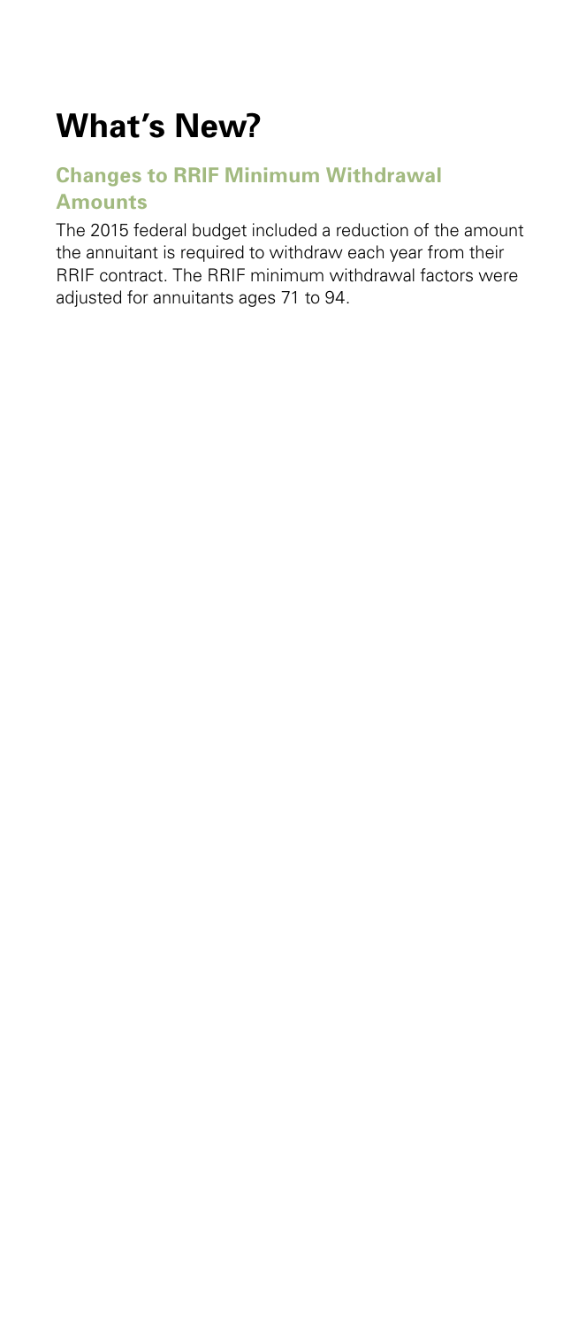# What's New?

## Changes to RRIF Minimum Withdrawal Amounts

The 2015 federal budget included a reduction of the amount the annuitant is required to withdraw each year from their RRIF contract. The RRIF minimum withdrawal factors were adjusted for annuitants ages 71 to 94.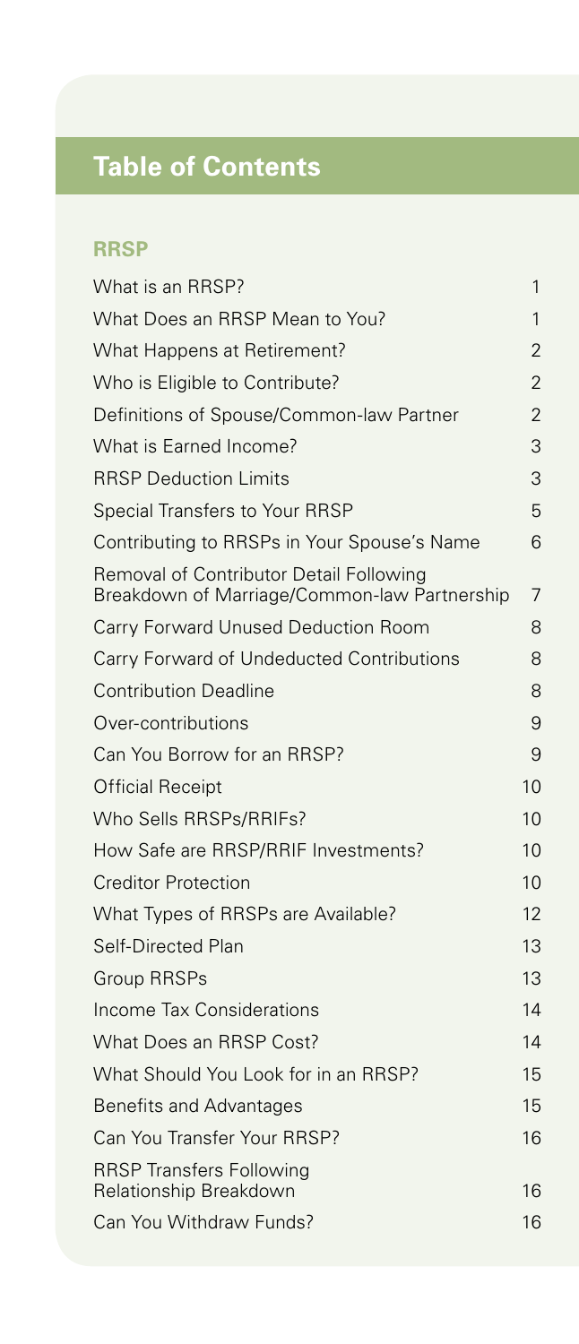# Table of Contents

## RRSP

| | |
|---|---|
| What is an RRSP? | 1 |
| What Does an RRSP Mean to You? | 1 |
| What Happens at Retirement? | 2 |
| Who is Eligible to Contribute? | 2 |
| Definitions of Spouse/Common-law Partner | 2 |
| What is Earned Income? | 3 |
| RRSP Deduction Limits | 3 |
| Special Transfers to Your RRSP | 5 |
| Contributing to RRSPs in Your Spouse's Name | 6 |
| Removal of Contributor Detail Following Breakdown of Marriage/Common-law Partnership | 7 |
| Carry Forward Unused Deduction Room | 8 |
| Carry Forward of Undeducted Contributions | 8 |
| Contribution Deadline | 8 |
| Over-contributions | 9 |
| Can You Borrow for an RRSP? | 9 |
| Official Receipt | 10 |
| Who Sells RRSPs/RRIFs? | 10 |
| How Safe are RRSP/RRIF Investments? | 10 |
| Creditor Protection | 10 |
| What Types of RRSPs are Available? | 12 |
| Self-Directed Plan | 13 |
| Group RRSPs | 13 |
| Income Tax Considerations | 14 |
| What Does an RRSP Cost? | 14 |
| What Should You Look for in an RRSP? | 15 |
| Benefits and Advantages | 15 |
| Can You Transfer Your RRSP? | 16 |
| RRSP Transfers Following Relationship Breakdown | 16 |
| Can You Withdraw Funds? | 16 |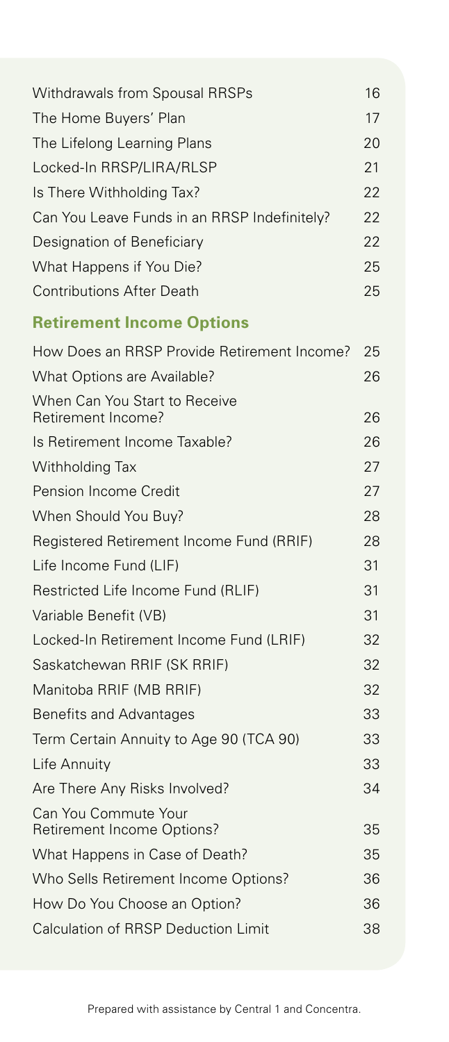| | |
|---|---|
| Withdrawals from Spousal RRSPs | 16 |
| The Home Buyers' Plan | 17 |
| The Lifelong Learning Plans | 20 |
| Locked-In RRSP/LIRA/RLSP | 21 |
| Is There Withholding Tax? | 22 |
| Can You Leave Funds in an RRSP Indefinitely? | 22 |
| Designation of Beneficiary | 22 |
| What Happens if You Die? | 25 |
| Contributions After Death | 25 |

## Retirement Income Options

| | |
|---|---|
| How Does an RRSP Provide Retirement Income? | 25 |
| What Options are Available? | 26 |
| When Can You Start to Receive Retirement Income? | 26 |
| Is Retirement Income Taxable? | 26 |
| Withholding Tax | 27 |
| Pension Income Credit | 27 |
| When Should You Buy? | 28 |
| Registered Retirement Income Fund (RRIF) | 28 |
| Life Income Fund (LIF) | 31 |
| Restricted Life Income Fund (RLIF) | 31 |
| Variable Benefit (VB) | 31 |
| Locked-In Retirement Income Fund (LRIF) | 32 |
| Saskatchewan RRIF (SK RRIF) | 32 |
| Manitoba RRIF (MB RRIF) | 32 |
| Benefits and Advantages | 33 |
| Term Certain Annuity to Age 90 (TCA 90) | 33 |
| Life Annuity | 33 |
| Are There Any Risks Involved? | 34 |
| Can You Commute Your Retirement Income Options? | 35 |
| What Happens in Case of Death? | 35 |
| Who Sells Retirement Income Options? | 36 |
| How Do You Choose an Option? | 36 |
| Calculation of RRSP Deduction Limit | 38 |

Prepared with assistance by Central 1 and Concentra.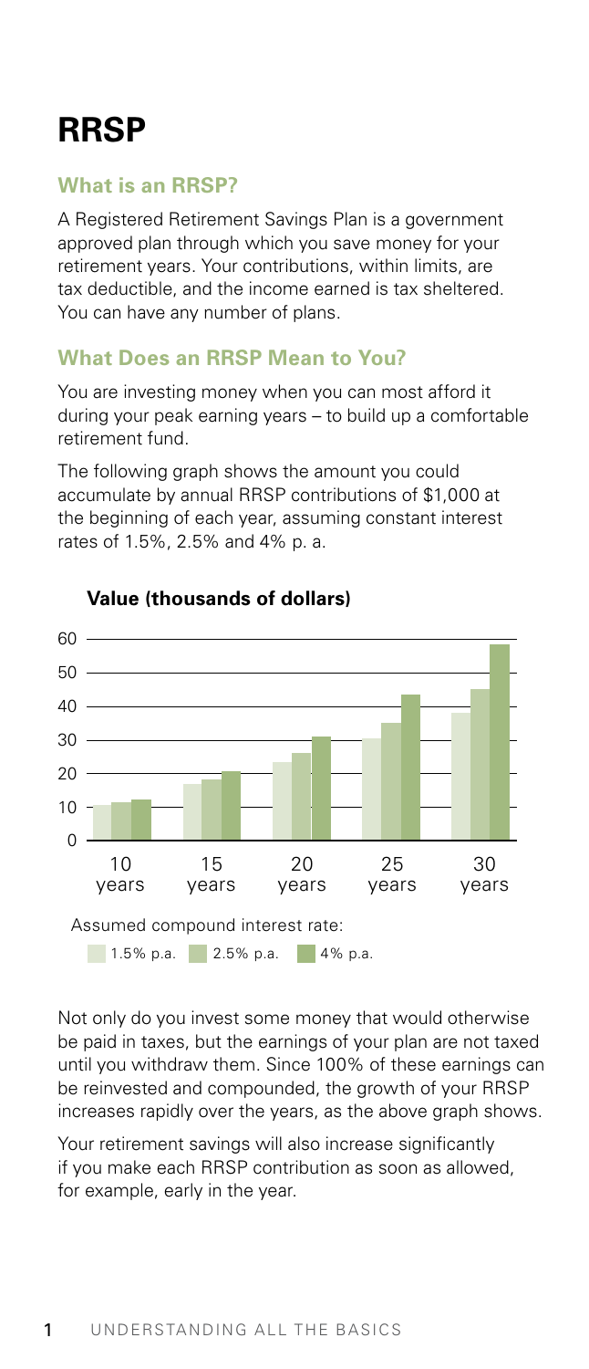# RRSP

## What is an RRSP?

A Registered Retirement Savings Plan is a government approved plan through which you save money for your retirement years. Your contributions, within limits, are tax deductible, and the income earned is tax sheltered. You can have any number of plans.

## What Does an RRSP Mean to You?

You are investing money when you can most afford it during your peak earning years – to build up a comfortable retirement fund.

The following graph shows the amount you could accumulate by annual RRSP contributions of $1,000 at the beginning of each year, assuming constant interest rates of 1.5%, 2.5% and 4% p. a.

**Value (thousands of dollars)**

Assumed compound interest rate:

1.5% p.a. 2.5% p.a. 4% p.a.

Not only do you invest some money that would otherwise be paid in taxes, but the earnings of your plan are not taxed until you withdraw them. Since 100% of these earnings can be reinvested and compounded, the growth of your RRSP increases rapidly over the years, as the above graph shows.

Your retirement savings will also increase significantly if you make each RRSP contribution as soon as allowed, for example, early in the year.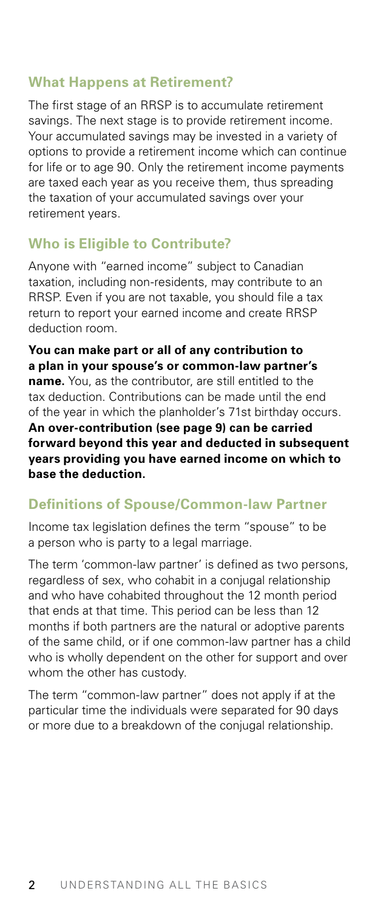## What Happens at Retirement?

The first stage of an RRSP is to accumulate retirement savings. The next stage is to provide retirement income. Your accumulated savings may be invested in a variety of options to provide a retirement income which can continue for life or to age 90. Only the retirement income payments are taxed each year as you receive them, thus spreading the taxation of your accumulated savings over your retirement years.

## Who is Eligible to Contribute?

Anyone with "earned income" subject to Canadian taxation, including non-residents, may contribute to an RRSP. Even if you are not taxable, you should file a tax return to report your earned income and create RRSP deduction room.

**You can make part or all of any contribution to a plan in your spouse's or common-law partner's name.** You, as the contributor, are still entitled to the tax deduction. Contributions can be made until the end of the year in which the planholder's 71st birthday occurs. **An over-contribution (see page 9) can be carried forward beyond this year and deducted in subsequent years providing you have earned income on which to base the deduction.**

## Definitions of Spouse/Common-law Partner

Income tax legislation defines the term "spouse" to be a person who is party to a legal marriage.

The term 'common-law partner' is defined as two persons, regardless of sex, who cohabit in a conjugal relationship and who have cohabited throughout the 12 month period that ends at that time. This period can be less than 12 months if both partners are the natural or adoptive parents of the same child, or if one common-law partner has a child who is wholly dependent on the other for support and over whom the other has custody.

The term "common-law partner" does not apply if at the particular time the individuals were separated for 90 days or more due to a breakdown of the conjugal relationship.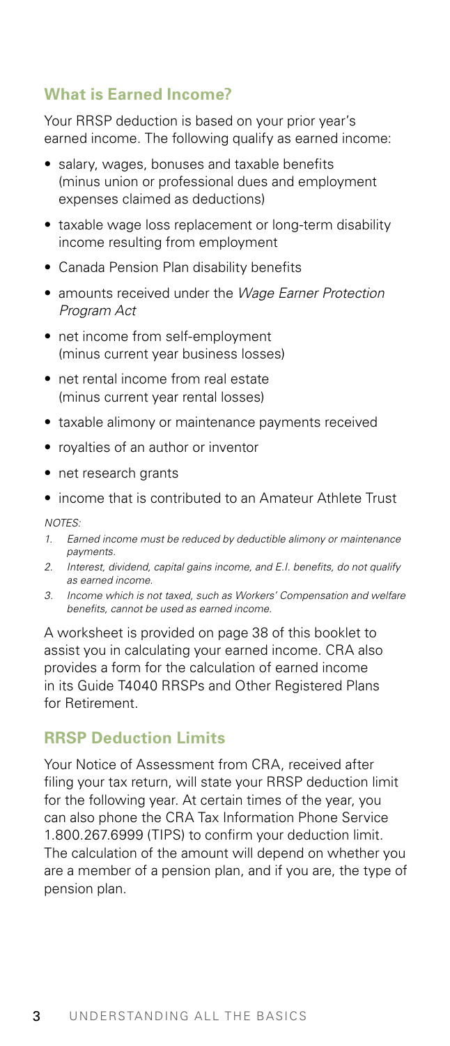## What is Earned Income?

Your RRSP deduction is based on your prior year's earned income. The following qualify as earned income:

- salary, wages, bonuses and taxable benefits (minus union or professional dues and employment expenses claimed as deductions)
- taxable wage loss replacement or long-term disability income resulting from employment
- Canada Pension Plan disability benefits
- amounts received under the *Wage Earner Protection Program Act*
- net income from self-employment (minus current year business losses)
- net rental income from real estate (minus current year rental losses)
- taxable alimony or maintenance payments received
- royalties of an author or inventor
- net research grants
- income that is contributed to an Amateur Athlete Trust

*NOTES:*

1. *Earned income must be reduced by deductible alimony or maintenance payments.*
2. *Interest, dividend, capital gains income, and E.I. benefits, do not qualify as earned income.*
3. *Income which is not taxed, such as Workers' Compensation and welfare benefits, cannot be used as earned income.*

A worksheet is provided on page 38 of this booklet to assist you in calculating your earned income. CRA also provides a form for the calculation of earned income in its Guide T4040 RRSPs and Other Registered Plans for Retirement.

## RRSP Deduction Limits

Your Notice of Assessment from CRA, received after filing your tax return, will state your RRSP deduction limit for the following year. At certain times of the year, you can also phone the CRA Tax Information Phone Service 1.800.267.6999 (TIPS) to confirm your deduction limit. The calculation of the amount will depend on whether you are a member of a pension plan, and if you are, the type of pension plan.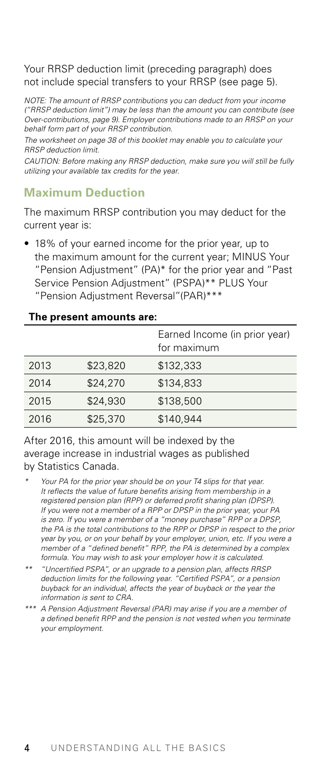Your RRSP deduction limit (preceding paragraph) does not include special transfers to your RRSP (see page 5).

*NOTE: The amount of RRSP contributions you can deduct from your income ("RRSP deduction limit") may be less than the amount you can contribute (see Over-contributions, page 9). Employer contributions made to an RRSP on your behalf form part of your RRSP contribution.*

*The worksheet on page 38 of this booklet may enable you to calculate your RRSP deduction limit.*

*CAUTION: Before making any RRSP deduction, make sure you will still be fully utilizing your available tax credits for the year.*

## Maximum Deduction

The maximum RRSP contribution you may deduct for the current year is:

- 18% of your earned income for the prior year, up to the maximum amount for the current year; MINUS Your "Pension Adjustment" (PA)* for the prior year and "Past Service Pension Adjustment" (PSPA)** PLUS Your "Pension Adjustment Reversal"(PAR)***

**The present amounts are:**

| | | Earned Income (in prior year) for maximum |
|---|---|---|
| 2013 | $23,820 | $132,333 |
| 2014 | $24,270 | $134,833 |
| 2015 | $24,930 | $138,500 |
| 2016 | $25,370 | $140,944 |

After 2016, this amount will be indexed by the average increase in industrial wages as published by Statistics Canada.

\* *Your PA for the prior year should be on your T4 slips for that year. It reflects the value of future benefits arising from membership in a registered pension plan (RPP) or deferred profit sharing plan (DPSP). If you were not a member of a RPP or DPSP in the prior year, your PA is zero. If you were a member of a "money purchase" RPP or a DPSP, the PA is the total contributions to the RPP or DPSP in respect to the prior year by you, or on your behalf by your employer, union, etc. If you were a member of a "defined benefit" RPP, the PA is determined by a complex formula. You may wish to ask your employer how it is calculated.*

\** *"Uncertified PSPA", or an upgrade to a pension plan, affects RRSP deduction limits for the following year. "Certified PSPA", or a pension buyback for an individual, affects the year of buyback or the year the information is sent to CRA.*

\*** *A Pension Adjustment Reversal (PAR) may arise if you are a member of a defined benefit RPP and the pension is not vested when you terminate your employment.*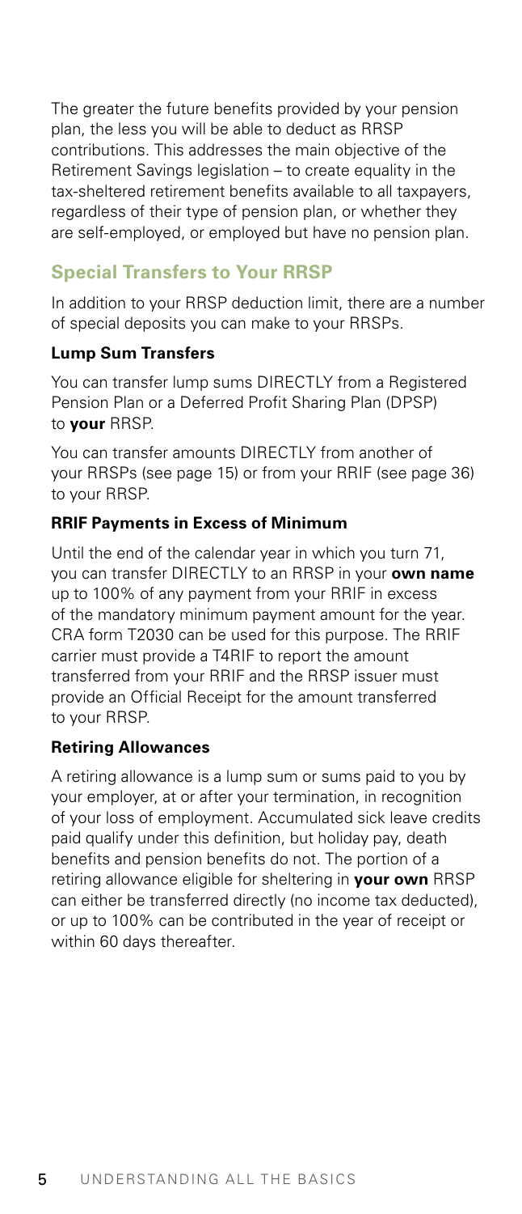The greater the future benefits provided by your pension plan, the less you will be able to deduct as RRSP contributions. This addresses the main objective of the Retirement Savings legislation – to create equality in the tax-sheltered retirement benefits available to all taxpayers, regardless of their type of pension plan, or whether they are self-employed, or employed but have no pension plan.

## Special Transfers to Your RRSP

In addition to your RRSP deduction limit, there are a number of special deposits you can make to your RRSPs.

### Lump Sum Transfers

You can transfer lump sums DIRECTLY from a Registered Pension Plan or a Deferred Profit Sharing Plan (DPSP) to **your** RRSP.

You can transfer amounts DIRECTLY from another of your RRSPs (see page 15) or from your RRIF (see page 36) to your RRSP.

### RRIF Payments in Excess of Minimum

Until the end of the calendar year in which you turn 71, you can transfer DIRECTLY to an RRSP in your **own name** up to 100% of any payment from your RRIF in excess of the mandatory minimum payment amount for the year. CRA form T2030 can be used for this purpose. The RRIF carrier must provide a T4RIF to report the amount transferred from your RRIF and the RRSP issuer must provide an Official Receipt for the amount transferred to your RRSP.

### Retiring Allowances

A retiring allowance is a lump sum or sums paid to you by your employer, at or after your termination, in recognition of your loss of employment. Accumulated sick leave credits paid qualify under this definition, but holiday pay, death benefits and pension benefits do not. The portion of a retiring allowance eligible for sheltering in **your own** RRSP can either be transferred directly (no income tax deducted), or up to 100% can be contributed in the year of receipt or within 60 days thereafter.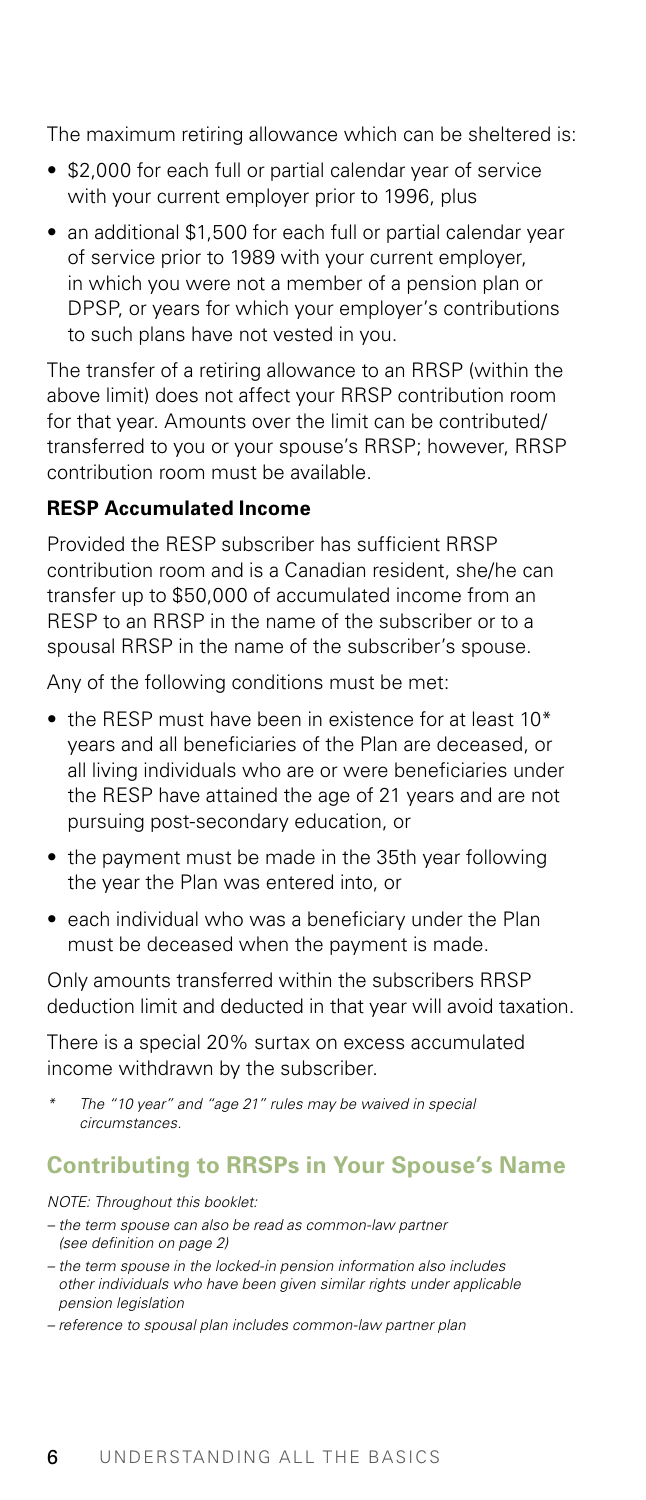The maximum retiring allowance which can be sheltered is:

- $2,000 for each full or partial calendar year of service with your current employer prior to 1996, plus
- an additional $1,500 for each full or partial calendar year of service prior to 1989 with your current employer, in which you were not a member of a pension plan or DPSP, or years for which your employer's contributions to such plans have not vested in you.

The transfer of a retiring allowance to an RRSP (within the above limit) does not affect your RRSP contribution room for that year. Amounts over the limit can be contributed/transferred to you or your spouse's RRSP; however, RRSP contribution room must be available.

**RESP Accumulated Income**

Provided the RESP subscriber has sufficient RRSP contribution room and is a Canadian resident, she/he can transfer up to $50,000 of accumulated income from an RESP to an RRSP in the name of the subscriber or to a spousal RRSP in the name of the subscriber's spouse.

Any of the following conditions must be met:

- the RESP must have been in existence for at least 10* years and all beneficiaries of the Plan are deceased, or all living individuals who are or were beneficiaries under the RESP have attained the age of 21 years and are not pursuing post-secondary education, or
- the payment must be made in the 35th year following the year the Plan was entered into, or
- each individual who was a beneficiary under the Plan must be deceased when the payment is made.

Only amounts transferred within the subscribers RRSP deduction limit and deducted in that year will avoid taxation.

There is a special 20% surtax on excess accumulated income withdrawn by the subscriber.

*\* The "10 year" and "age 21" rules may be waived in special circumstances.*

## Contributing to RRSPs in Your Spouse's Name

*NOTE: Throughout this booklet:*

*– the term spouse can also be read as common-law partner (see definition on page 2)*

*– the term spouse in the locked-in pension information also includes other individuals who have been given similar rights under applicable pension legislation*

*– reference to spousal plan includes common-law partner plan*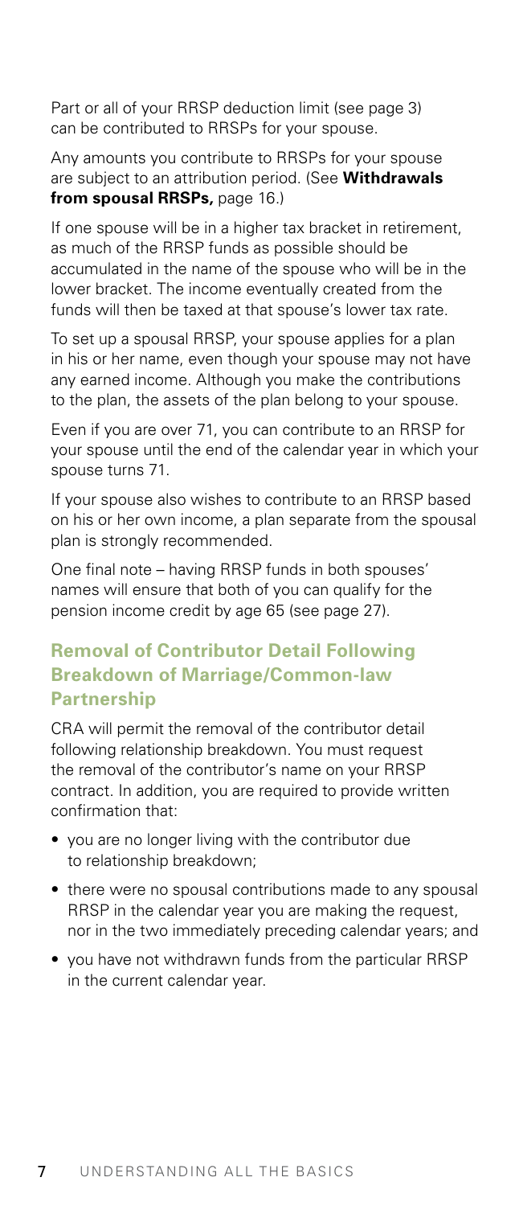Part or all of your RRSP deduction limit (see page 3) can be contributed to RRSPs for your spouse.

Any amounts you contribute to RRSPs for your spouse are subject to an attribution period. (See **Withdrawals from spousal RRSPs,** page 16.)

If one spouse will be in a higher tax bracket in retirement, as much of the RRSP funds as possible should be accumulated in the name of the spouse who will be in the lower bracket. The income eventually created from the funds will then be taxed at that spouse's lower tax rate.

To set up a spousal RRSP, your spouse applies for a plan in his or her name, even though your spouse may not have any earned income. Although you make the contributions to the plan, the assets of the plan belong to your spouse.

Even if you are over 71, you can contribute to an RRSP for your spouse until the end of the calendar year in which your spouse turns 71.

If your spouse also wishes to contribute to an RRSP based on his or her own income, a plan separate from the spousal plan is strongly recommended.

One final note – having RRSP funds in both spouses' names will ensure that both of you can qualify for the pension income credit by age 65 (see page 27).

## Removal of Contributor Detail Following Breakdown of Marriage/Common-law Partnership

CRA will permit the removal of the contributor detail following relationship breakdown. You must request the removal of the contributor's name on your RRSP contract. In addition, you are required to provide written confirmation that:

- you are no longer living with the contributor due to relationship breakdown;
- there were no spousal contributions made to any spousal RRSP in the calendar year you are making the request, nor in the two immediately preceding calendar years; and
- you have not withdrawn funds from the particular RRSP in the current calendar year.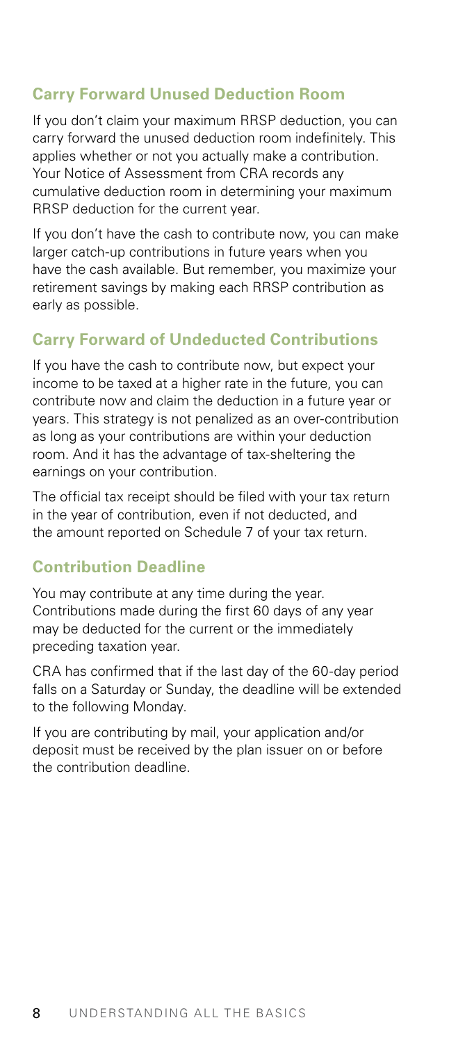### Carry Forward Unused Deduction Room

If you don't claim your maximum RRSP deduction, you can carry forward the unused deduction room indefinitely. This applies whether or not you actually make a contribution. Your Notice of Assessment from CRA records any cumulative deduction room in determining your maximum RRSP deduction for the current year.

If you don't have the cash to contribute now, you can make larger catch-up contributions in future years when you have the cash available. But remember, you maximize your retirement savings by making each RRSP contribution as early as possible.

### Carry Forward of Undeducted Contributions

If you have the cash to contribute now, but expect your income to be taxed at a higher rate in the future, you can contribute now and claim the deduction in a future year or years. This strategy is not penalized as an over-contribution as long as your contributions are within your deduction room. And it has the advantage of tax-sheltering the earnings on your contribution.

The official tax receipt should be filed with your tax return in the year of contribution, even if not deducted, and the amount reported on Schedule 7 of your tax return.

### Contribution Deadline

You may contribute at any time during the year. Contributions made during the first 60 days of any year may be deducted for the current or the immediately preceding taxation year.

CRA has confirmed that if the last day of the 60-day period falls on a Saturday or Sunday, the deadline will be extended to the following Monday.

If you are contributing by mail, your application and/or deposit must be received by the plan issuer on or before the contribution deadline.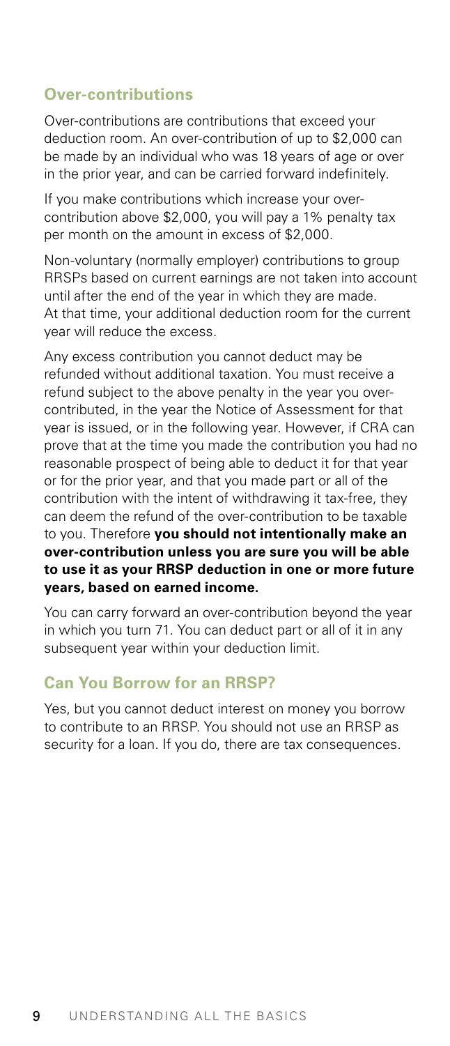## Over-contributions

Over-contributions are contributions that exceed your deduction room. An over-contribution of up to $2,000 can be made by an individual who was 18 years of age or over in the prior year, and can be carried forward indefinitely.

If you make contributions which increase your over-contribution above $2,000, you will pay a 1% penalty tax per month on the amount in excess of $2,000.

Non-voluntary (normally employer) contributions to group RRSPs based on current earnings are not taken into account until after the end of the year in which they are made. At that time, your additional deduction room for the current year will reduce the excess.

Any excess contribution you cannot deduct may be refunded without additional taxation. You must receive a refund subject to the above penalty in the year you over-contributed, in the year the Notice of Assessment for that year is issued, or in the following year. However, if CRA can prove that at the time you made the contribution you had no reasonable prospect of being able to deduct it for that year or for the prior year, and that you made part or all of the contribution with the intent of withdrawing it tax-free, they can deem the refund of the over-contribution to be taxable to you. Therefore **you should not intentionally make an over-contribution unless you are sure you will be able to use it as your RRSP deduction in one or more future years, based on earned income.**

You can carry forward an over-contribution beyond the year in which you turn 71. You can deduct part or all of it in any subsequent year within your deduction limit.

## Can You Borrow for an RRSP?

Yes, but you cannot deduct interest on money you borrow to contribute to an RRSP. You should not use an RRSP as security for a loan. If you do, there are tax consequences.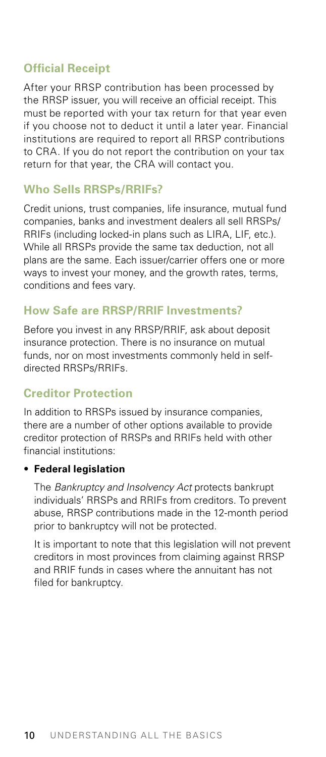## Official Receipt

After your RRSP contribution has been processed by the RRSP issuer, you will receive an official receipt. This must be reported with your tax return for that year even if you choose not to deduct it until a later year. Financial institutions are required to report all RRSP contributions to CRA. If you do not report the contribution on your tax return for that year, the CRA will contact you.

## Who Sells RRSPs/RRIFs?

Credit unions, trust companies, life insurance, mutual fund companies, banks and investment dealers all sell RRSPs/RRIFs (including locked-in plans such as LIRA, LIF, etc.). While all RRSPs provide the same tax deduction, not all plans are the same. Each issuer/carrier offers one or more ways to invest your money, and the growth rates, terms, conditions and fees vary.

## How Safe are RRSP/RRIF Investments?

Before you invest in any RRSP/RRIF, ask about deposit insurance protection. There is no insurance on mutual funds, nor on most investments commonly held in self-directed RRSPs/RRIFs.

## Creditor Protection

In addition to RRSPs issued by insurance companies, there are a number of other options available to provide creditor protection of RRSPs and RRIFs held with other financial institutions:

- **Federal legislation**

  The *Bankruptcy and Insolvency Act* protects bankrupt individuals' RRSPs and RRIFs from creditors. To prevent abuse, RRSP contributions made in the 12-month period prior to bankruptcy will not be protected.

  It is important to note that this legislation will not prevent creditors in most provinces from claiming against RRSP and RRIF funds in cases where the annuitant has not filed for bankruptcy.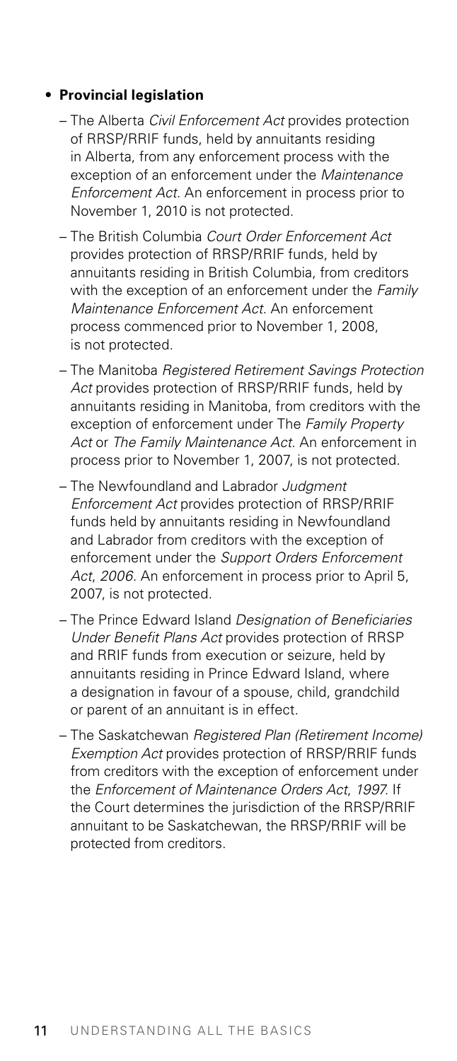- **Provincial legislation**
  - The Alberta *Civil Enforcement Act* provides protection of RRSP/RRIF funds, held by annuitants residing in Alberta, from any enforcement process with the exception of an enforcement under the *Maintenance Enforcement Act*. An enforcement in process prior to November 1, 2010 is not protected.
  - The British Columbia *Court Order Enforcement Act* provides protection of RRSP/RRIF funds, held by annuitants residing in British Columbia, from creditors with the exception of an enforcement under the *Family Maintenance Enforcement Act*. An enforcement process commenced prior to November 1, 2008, is not protected.
  - The Manitoba *Registered Retirement Savings Protection Act* provides protection of RRSP/RRIF funds, held by annuitants residing in Manitoba, from creditors with the exception of enforcement under The *Family Property Act* or *The Family Maintenance Act*. An enforcement in process prior to November 1, 2007, is not protected.
  - The Newfoundland and Labrador *Judgment Enforcement Act* provides protection of RRSP/RRIF funds held by annuitants residing in Newfoundland and Labrador from creditors with the exception of enforcement under the *Support Orders Enforcement Act, 2006*. An enforcement in process prior to April 5, 2007, is not protected.
  - The Prince Edward Island *Designation of Beneficiaries Under Benefit Plans Act* provides protection of RRSP and RRIF funds from execution or seizure, held by annuitants residing in Prince Edward Island, where a designation in favour of a spouse, child, grandchild or parent of an annuitant is in effect.
  - The Saskatchewan *Registered Plan (Retirement Income) Exemption Act* provides protection of RRSP/RRIF funds from creditors with the exception of enforcement under the *Enforcement of Maintenance Orders Act, 1997*. If the Court determines the jurisdiction of the RRSP/RRIF annuitant to be Saskatchewan, the RRSP/RRIF will be protected from creditors.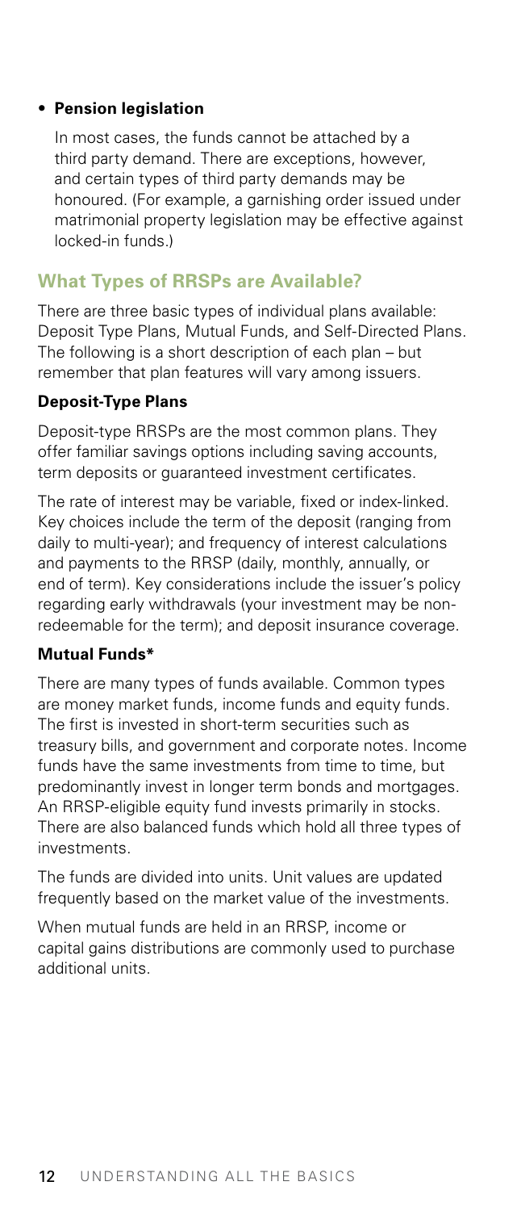- **Pension legislation**

  In most cases, the funds cannot be attached by a third party demand. There are exceptions, however, and certain types of third party demands may be honoured. (For example, a garnishing order issued under matrimonial property legislation may be effective against locked-in funds.)

## What Types of RRSPs are Available?

There are three basic types of individual plans available: Deposit Type Plans, Mutual Funds, and Self-Directed Plans. The following is a short description of each plan – but remember that plan features will vary among issuers.

### Deposit-Type Plans

Deposit-type RRSPs are the most common plans. They offer familiar savings options including saving accounts, term deposits or guaranteed investment certificates.

The rate of interest may be variable, fixed or index-linked. Key choices include the term of the deposit (ranging from daily to multi-year); and frequency of interest calculations and payments to the RRSP (daily, monthly, annually, or end of term). Key considerations include the issuer's policy regarding early withdrawals (your investment may be non-redeemable for the term); and deposit insurance coverage.

### Mutual Funds*

There are many types of funds available. Common types are money market funds, income funds and equity funds. The first is invested in short-term securities such as treasury bills, and government and corporate notes. Income funds have the same investments from time to time, but predominantly invest in longer term bonds and mortgages. An RRSP-eligible equity fund invests primarily in stocks. There are also balanced funds which hold all three types of investments.

The funds are divided into units. Unit values are updated frequently based on the market value of the investments.

When mutual funds are held in an RRSP, income or capital gains distributions are commonly used to purchase additional units.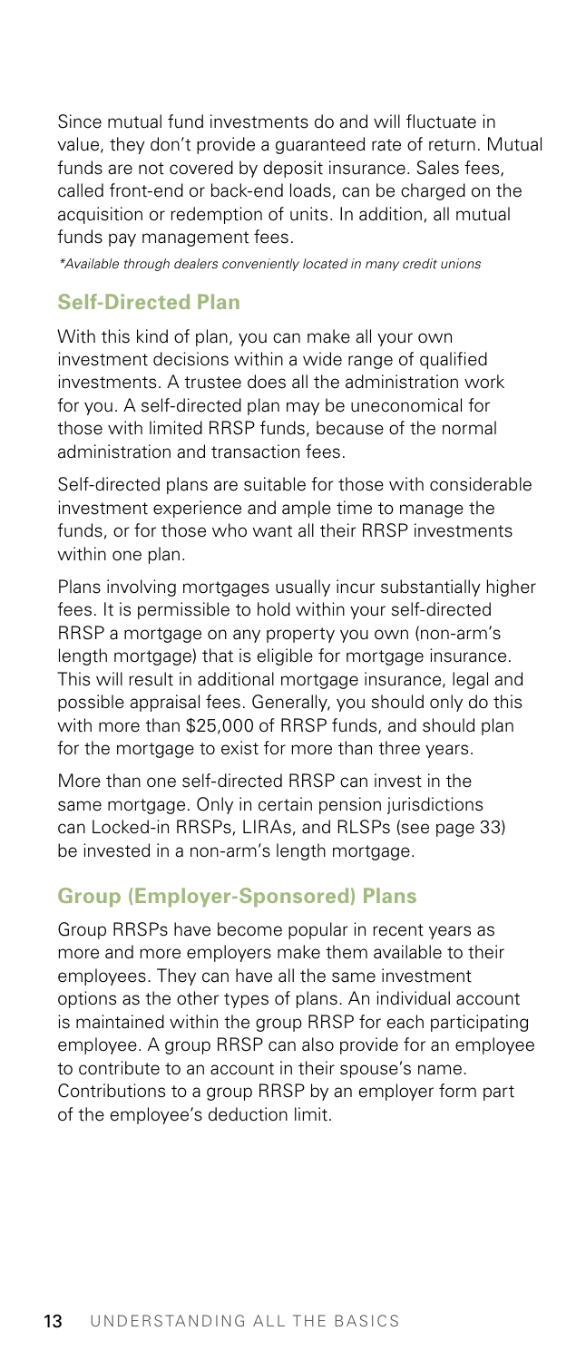Since mutual fund investments do and will fluctuate in value, they don't provide a guaranteed rate of return. Mutual funds are not covered by deposit insurance. Sales fees, called front-end or back-end loads, can be charged on the acquisition or redemption of units. In addition, all mutual funds pay management fees.

*\*Available through dealers conveniently located in many credit unions*

## Self-Directed Plan

With this kind of plan, you can make all your own investment decisions within a wide range of qualified investments. A trustee does all the administration work for you. A self-directed plan may be uneconomical for those with limited RRSP funds, because of the normal administration and transaction fees.

Self-directed plans are suitable for those with considerable investment experience and ample time to manage the funds, or for those who want all their RRSP investments within one plan.

Plans involving mortgages usually incur substantially higher fees. It is permissible to hold within your self-directed RRSP a mortgage on any property you own (non-arm's length mortgage) that is eligible for mortgage insurance. This will result in additional mortgage insurance, legal and possible appraisal fees. Generally, you should only do this with more than $25,000 of RRSP funds, and should plan for the mortgage to exist for more than three years.

More than one self-directed RRSP can invest in the same mortgage. Only in certain pension jurisdictions can Locked-in RRSPs, LIRAs, and RLSPs (see page 33) be invested in a non-arm's length mortgage.

## Group (Employer-Sponsored) Plans

Group RRSPs have become popular in recent years as more and more employers make them available to their employees. They can have all the same investment options as the other types of plans. An individual account is maintained within the group RRSP for each participating employee. A group RRSP can also provide for an employee to contribute to an account in their spouse's name. Contributions to a group RRSP by an employer form part of the employee's deduction limit.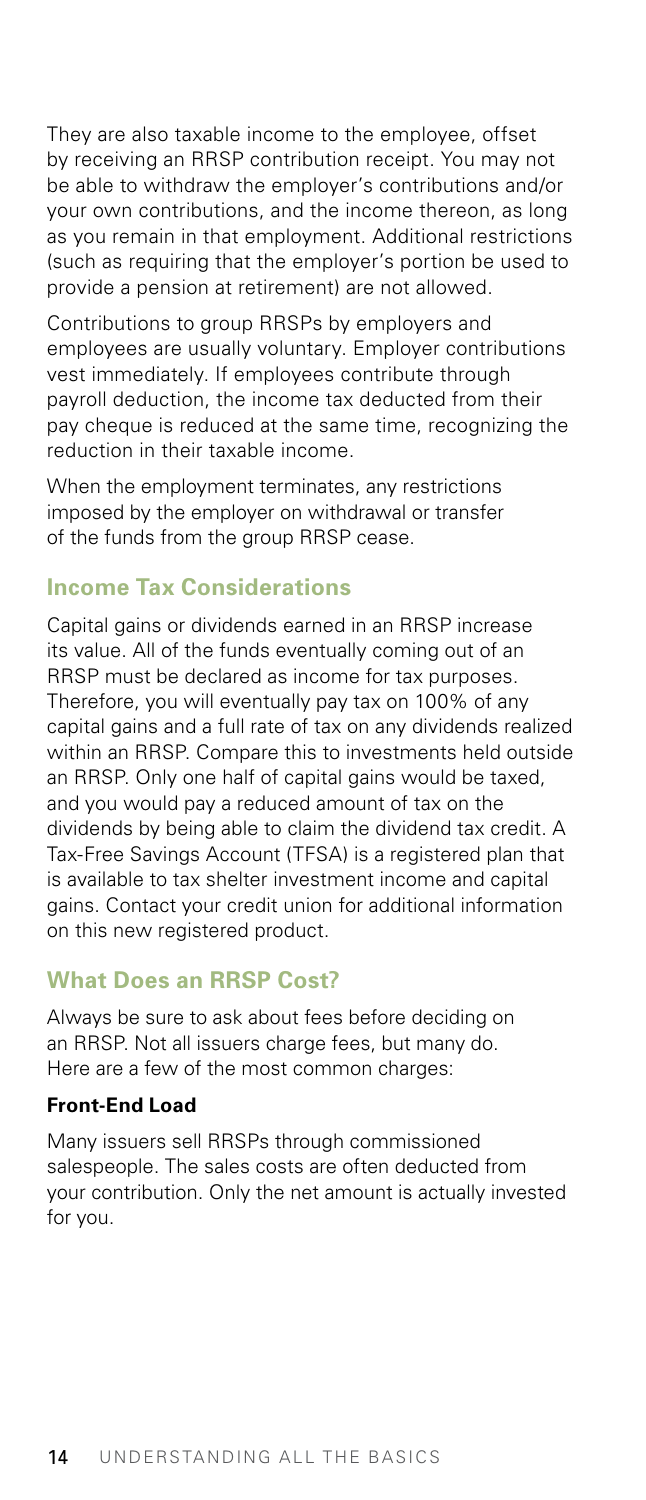They are also taxable income to the employee, offset by receiving an RRSP contribution receipt. You may not be able to withdraw the employer's contributions and/or your own contributions, and the income thereon, as long as you remain in that employment. Additional restrictions (such as requiring that the employer's portion be used to provide a pension at retirement) are not allowed.

Contributions to group RRSPs by employers and employees are usually voluntary. Employer contributions vest immediately. If employees contribute through payroll deduction, the income tax deducted from their pay cheque is reduced at the same time, recognizing the reduction in their taxable income.

When the employment terminates, any restrictions imposed by the employer on withdrawal or transfer of the funds from the group RRSP cease.

## Income Tax Considerations

Capital gains or dividends earned in an RRSP increase its value. All of the funds eventually coming out of an RRSP must be declared as income for tax purposes. Therefore, you will eventually pay tax on 100% of any capital gains and a full rate of tax on any dividends realized within an RRSP. Compare this to investments held outside an RRSP. Only one half of capital gains would be taxed, and you would pay a reduced amount of tax on the dividends by being able to claim the dividend tax credit. A Tax-Free Savings Account (TFSA) is a registered plan that is available to tax shelter investment income and capital gains. Contact your credit union for additional information on this new registered product.

## What Does an RRSP Cost?

Always be sure to ask about fees before deciding on an RRSP. Not all issuers charge fees, but many do. Here are a few of the most common charges:

### Front-End Load

Many issuers sell RRSPs through commissioned salespeople. The sales costs are often deducted from your contribution. Only the net amount is actually invested for you.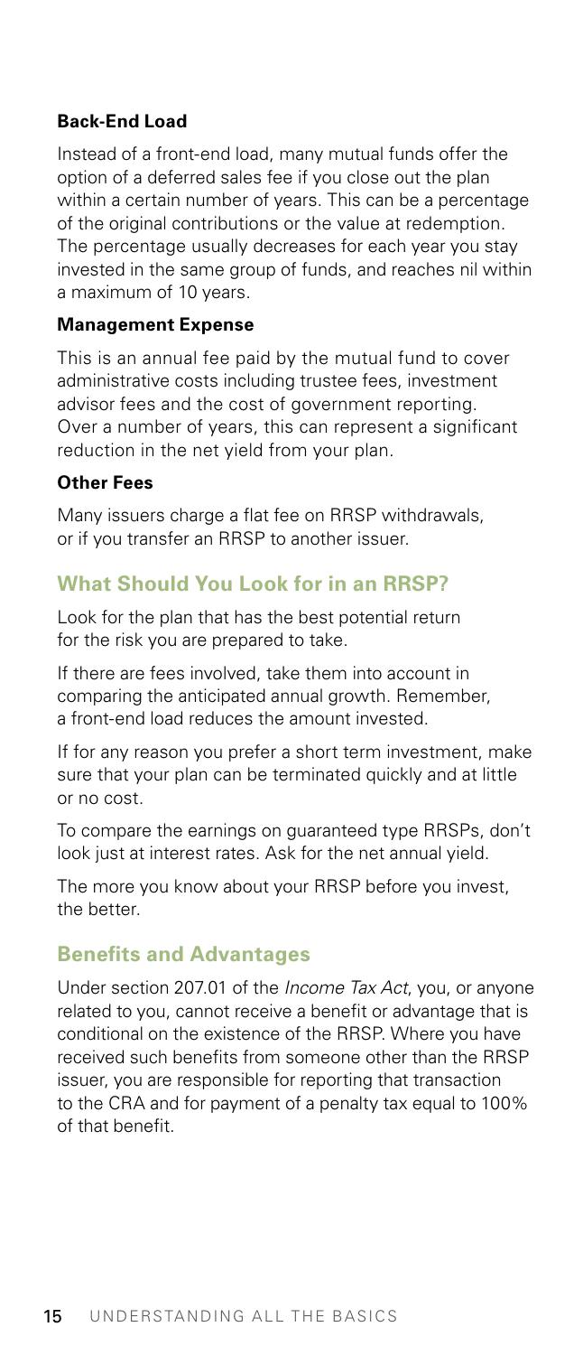### Back-End Load

Instead of a front-end load, many mutual funds offer the option of a deferred sales fee if you close out the plan within a certain number of years. This can be a percentage of the original contributions or the value at redemption. The percentage usually decreases for each year you stay invested in the same group of funds, and reaches nil within a maximum of 10 years.

### Management Expense

This is an annual fee paid by the mutual fund to cover administrative costs including trustee fees, investment advisor fees and the cost of government reporting. Over a number of years, this can represent a significant reduction in the net yield from your plan.

### Other Fees

Many issuers charge a flat fee on RRSP withdrawals, or if you transfer an RRSP to another issuer.

## What Should You Look for in an RRSP?

Look for the plan that has the best potential return for the risk you are prepared to take.

If there are fees involved, take them into account in comparing the anticipated annual growth. Remember, a front-end load reduces the amount invested.

If for any reason you prefer a short term investment, make sure that your plan can be terminated quickly and at little or no cost.

To compare the earnings on guaranteed type RRSPs, don't look just at interest rates. Ask for the net annual yield.

The more you know about your RRSP before you invest, the better.

## Benefits and Advantages

Under section 207.01 of the *Income Tax Act*, you, or anyone related to you, cannot receive a benefit or advantage that is conditional on the existence of the RRSP. Where you have received such benefits from someone other than the RRSP issuer, you are responsible for reporting that transaction to the CRA and for payment of a penalty tax equal to 100% of that benefit.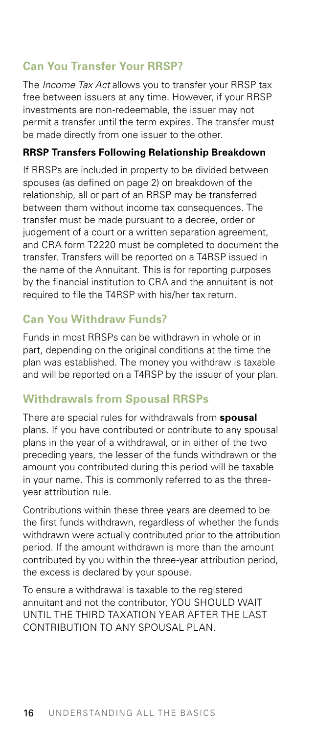## Can You Transfer Your RRSP?

The *Income Tax Act* allows you to transfer your RRSP tax free between issuers at any time. However, if your RRSP investments are non-redeemable, the issuer may not permit a transfer until the term expires. The transfer must be made directly from one issuer to the other.

### RRSP Transfers Following Relationship Breakdown

If RRSPs are included in property to be divided between spouses (as defined on page 2) on breakdown of the relationship, all or part of an RRSP may be transferred between them without income tax consequences. The transfer must be made pursuant to a decree, order or judgement of a court or a written separation agreement, and CRA form T2220 must be completed to document the transfer. Transfers will be reported on a T4RSP issued in the name of the Annuitant. This is for reporting purposes by the financial institution to CRA and the annuitant is not required to file the T4RSP with his/her tax return.

## Can You Withdraw Funds?

Funds in most RRSPs can be withdrawn in whole or in part, depending on the original conditions at the time the plan was established. The money you withdraw is taxable and will be reported on a T4RSP by the issuer of your plan.

## Withdrawals from Spousal RRSPs

There are special rules for withdrawals from **spousal** plans. If you have contributed or contribute to any spousal plans in the year of a withdrawal, or in either of the two preceding years, the lesser of the funds withdrawn or the amount you contributed during this period will be taxable in your name. This is commonly referred to as the three-year attribution rule.

Contributions within these three years are deemed to be the first funds withdrawn, regardless of whether the funds withdrawn were actually contributed prior to the attribution period. If the amount withdrawn is more than the amount contributed by you within the three-year attribution period, the excess is declared by your spouse.

To ensure a withdrawal is taxable to the registered annuitant and not the contributor, YOU SHOULD WAIT UNTIL THE THIRD TAXATION YEAR AFTER THE LAST CONTRIBUTION TO ANY SPOUSAL PLAN.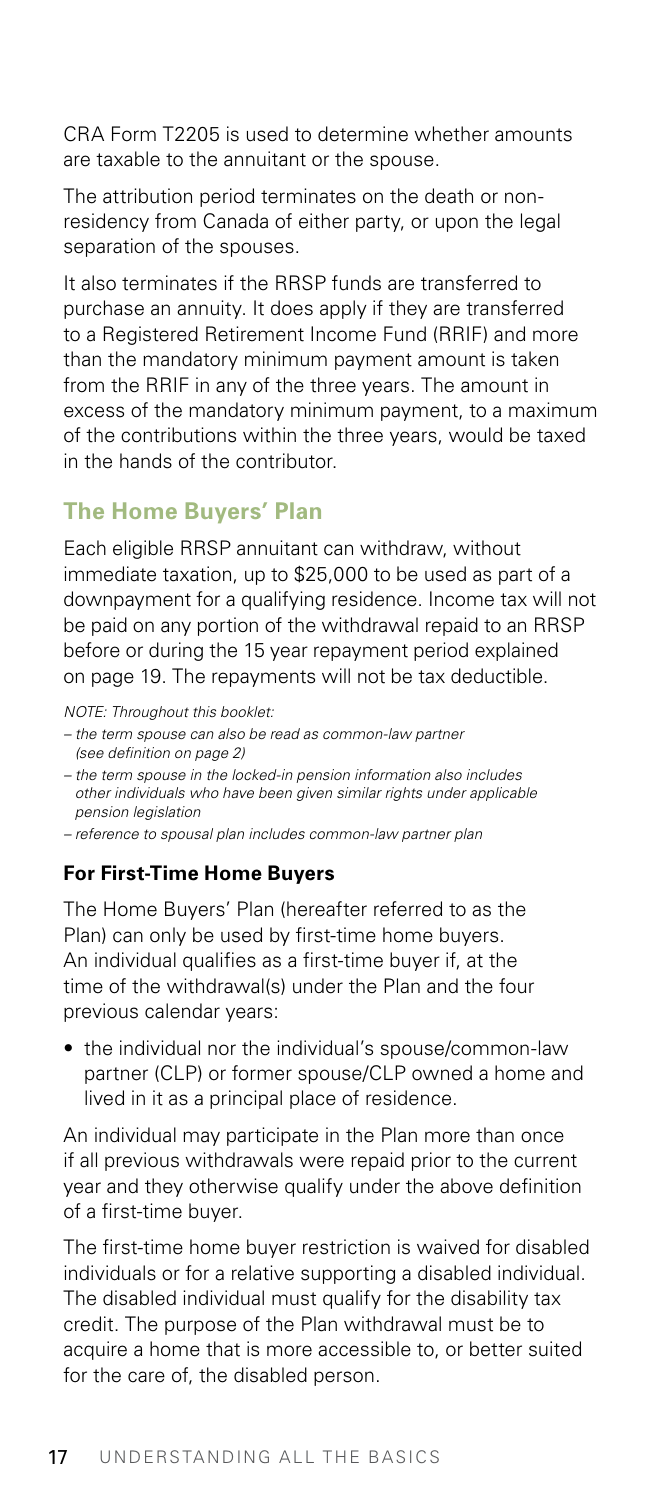CRA Form T2205 is used to determine whether amounts are taxable to the annuitant or the spouse.

The attribution period terminates on the death or non-residency from Canada of either party, or upon the legal separation of the spouses.

It also terminates if the RRSP funds are transferred to purchase an annuity. It does apply if they are transferred to a Registered Retirement Income Fund (RRIF) and more than the mandatory minimum payment amount is taken from the RRIF in any of the three years. The amount in excess of the mandatory minimum payment, to a maximum of the contributions within the three years, would be taxed in the hands of the contributor.

## The Home Buyers' Plan

Each eligible RRSP annuitant can withdraw, without immediate taxation, up to $25,000 to be used as part of a downpayment for a qualifying residence. Income tax will not be paid on any portion of the withdrawal repaid to an RRSP before or during the 15 year repayment period explained on page 19. The repayments will not be tax deductible.

*NOTE: Throughout this booklet:*

*– the term spouse can also be read as common-law partner (see definition on page 2)*

*– the term spouse in the locked-in pension information also includes other individuals who have been given similar rights under applicable pension legislation*

*– reference to spousal plan includes common-law partner plan*

### For First-Time Home Buyers

The Home Buyers' Plan (hereafter referred to as the Plan) can only be used by first-time home buyers. An individual qualifies as a first-time buyer if, at the time of the withdrawal(s) under the Plan and the four previous calendar years:

- the individual nor the individual's spouse/common-law partner (CLP) or former spouse/CLP owned a home and lived in it as a principal place of residence.

An individual may participate in the Plan more than once if all previous withdrawals were repaid prior to the current year and they otherwise qualify under the above definition of a first-time buyer.

The first-time home buyer restriction is waived for disabled individuals or for a relative supporting a disabled individual. The disabled individual must qualify for the disability tax credit. The purpose of the Plan withdrawal must be to acquire a home that is more accessible to, or better suited for the care of, the disabled person.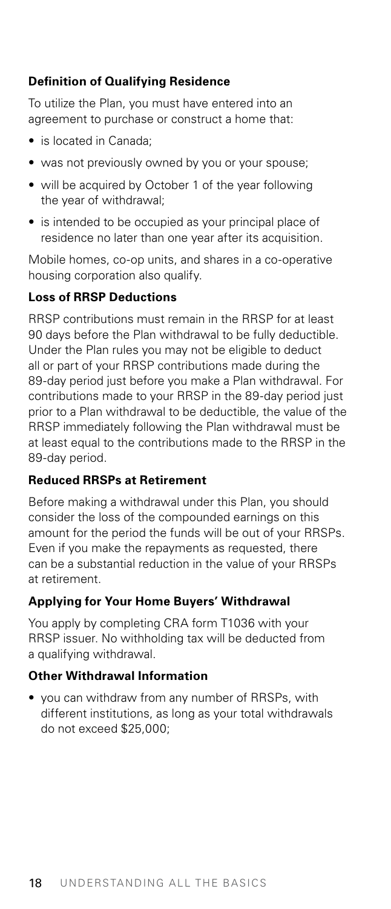### Definition of Qualifying Residence

To utilize the Plan, you must have entered into an agreement to purchase or construct a home that:

- is located in Canada;
- was not previously owned by you or your spouse;
- will be acquired by October 1 of the year following the year of withdrawal;
- is intended to be occupied as your principal place of residence no later than one year after its acquisition.

Mobile homes, co-op units, and shares in a co-operative housing corporation also qualify.

### Loss of RRSP Deductions

RRSP contributions must remain in the RRSP for at least 90 days before the Plan withdrawal to be fully deductible. Under the Plan rules you may not be eligible to deduct all or part of your RRSP contributions made during the 89-day period just before you make a Plan withdrawal. For contributions made to your RRSP in the 89-day period just prior to a Plan withdrawal to be deductible, the value of the RRSP immediately following the Plan withdrawal must be at least equal to the contributions made to the RRSP in the 89-day period.

### Reduced RRSPs at Retirement

Before making a withdrawal under this Plan, you should consider the loss of the compounded earnings on this amount for the period the funds will be out of your RRSPs. Even if you make the repayments as requested, there can be a substantial reduction in the value of your RRSPs at retirement.

### Applying for Your Home Buyers' Withdrawal

You apply by completing CRA form T1036 with your RRSP issuer. No withholding tax will be deducted from a qualifying withdrawal.

### Other Withdrawal Information

- you can withdraw from any number of RRSPs, with different institutions, as long as your total withdrawals do not exceed $25,000;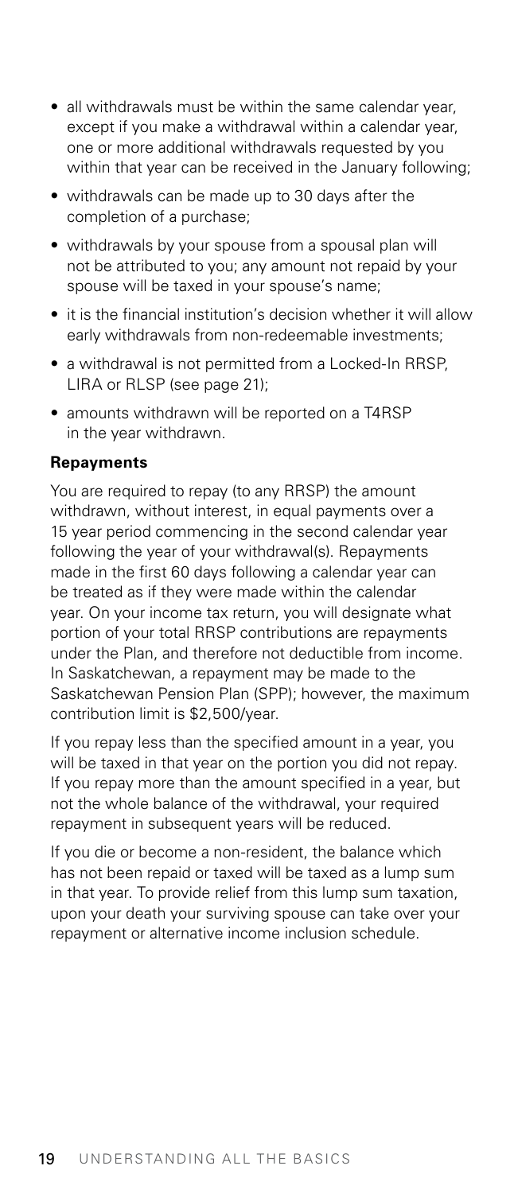- all withdrawals must be within the same calendar year, except if you make a withdrawal within a calendar year, one or more additional withdrawals requested by you within that year can be received in the January following;
- withdrawals can be made up to 30 days after the completion of a purchase;
- withdrawals by your spouse from a spousal plan will not be attributed to you; any amount not repaid by your spouse will be taxed in your spouse's name;
- it is the financial institution's decision whether it will allow early withdrawals from non-redeemable investments;
- a withdrawal is not permitted from a Locked-In RRSP, LIRA or RLSP (see page 21);
- amounts withdrawn will be reported on a T4RSP in the year withdrawn.

**Repayments**

You are required to repay (to any RRSP) the amount withdrawn, without interest, in equal payments over a 15 year period commencing in the second calendar year following the year of your withdrawal(s). Repayments made in the first 60 days following a calendar year can be treated as if they were made within the calendar year. On your income tax return, you will designate what portion of your total RRSP contributions are repayments under the Plan, and therefore not deductible from income. In Saskatchewan, a repayment may be made to the Saskatchewan Pension Plan (SPP); however, the maximum contribution limit is $2,500/year.

If you repay less than the specified amount in a year, you will be taxed in that year on the portion you did not repay. If you repay more than the amount specified in a year, but not the whole balance of the withdrawal, your required repayment in subsequent years will be reduced.

If you die or become a non-resident, the balance which has not been repaid or taxed will be taxed as a lump sum in that year. To provide relief from this lump sum taxation, upon your death your surviving spouse can take over your repayment or alternative income inclusion schedule.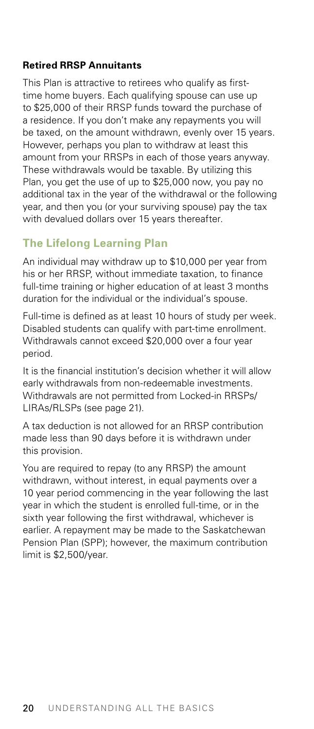**Retired RRSP Annuitants**

This Plan is attractive to retirees who qualify as first-time home buyers. Each qualifying spouse can use up to $25,000 of their RRSP funds toward the purchase of a residence. If you don't make any repayments you will be taxed, on the amount withdrawn, evenly over 15 years. However, perhaps you plan to withdraw at least this amount from your RRSPs in each of those years anyway. These withdrawals would be taxable. By utilizing this Plan, you get the use of up to $25,000 now, you pay no additional tax in the year of the withdrawal or the following year, and then you (or your surviving spouse) pay the tax with devalued dollars over 15 years thereafter.

## The Lifelong Learning Plan

An individual may withdraw up to $10,000 per year from his or her RRSP, without immediate taxation, to finance full-time training or higher education of at least 3 months duration for the individual or the individual's spouse.

Full-time is defined as at least 10 hours of study per week. Disabled students can qualify with part-time enrollment. Withdrawals cannot exceed $20,000 over a four year period.

It is the financial institution's decision whether it will allow early withdrawals from non-redeemable investments. Withdrawals are not permitted from Locked-in RRSPs/LIRAs/RLSPs (see page 21).

A tax deduction is not allowed for an RRSP contribution made less than 90 days before it is withdrawn under this provision.

You are required to repay (to any RRSP) the amount withdrawn, without interest, in equal payments over a 10 year period commencing in the year following the last year in which the student is enrolled full-time, or in the sixth year following the first withdrawal, whichever is earlier. A repayment may be made to the Saskatchewan Pension Plan (SPP); however, the maximum contribution limit is $2,500/year.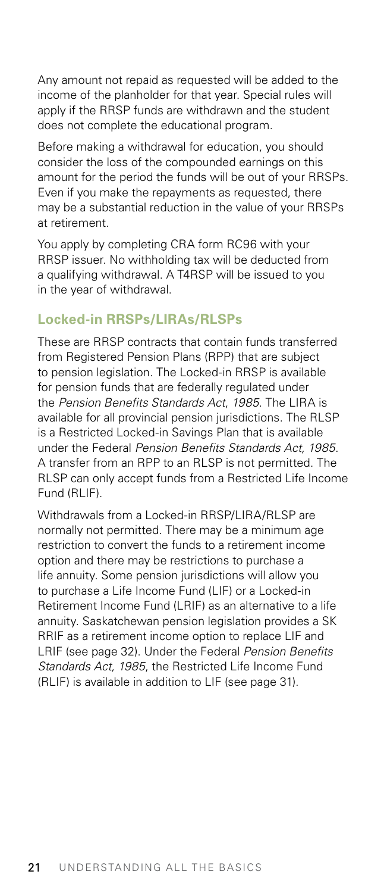Any amount not repaid as requested will be added to the income of the planholder for that year. Special rules will apply if the RRSP funds are withdrawn and the student does not complete the educational program.

Before making a withdrawal for education, you should consider the loss of the compounded earnings on this amount for the period the funds will be out of your RRSPs. Even if you make the repayments as requested, there may be a substantial reduction in the value of your RRSPs at retirement.

You apply by completing CRA form RC96 with your RRSP issuer. No withholding tax will be deducted from a qualifying withdrawal. A T4RSP will be issued to you in the year of withdrawal.

### Locked-in RRSPs/LIRAs/RLSPs

These are RRSP contracts that contain funds transferred from Registered Pension Plans (RPP) that are subject to pension legislation. The Locked-in RRSP is available for pension funds that are federally regulated under the *Pension Benefits Standards Act, 1985*. The LIRA is available for all provincial pension jurisdictions. The RLSP is a Restricted Locked-in Savings Plan that is available under the Federal *Pension Benefits Standards Act, 1985*. A transfer from an RPP to an RLSP is not permitted. The RLSP can only accept funds from a Restricted Life Income Fund (RLIF).

Withdrawals from a Locked-in RRSP/LIRA/RLSP are normally not permitted. There may be a minimum age restriction to convert the funds to a retirement income option and there may be restrictions to purchase a life annuity. Some pension jurisdictions will allow you to purchase a Life Income Fund (LIF) or a Locked-in Retirement Income Fund (LRIF) as an alternative to a life annuity. Saskatchewan pension legislation provides a SK RRIF as a retirement income option to replace LIF and LRIF (see page 32). Under the Federal *Pension Benefits Standards Act, 1985*, the Restricted Life Income Fund (RLIF) is available in addition to LIF (see page 31).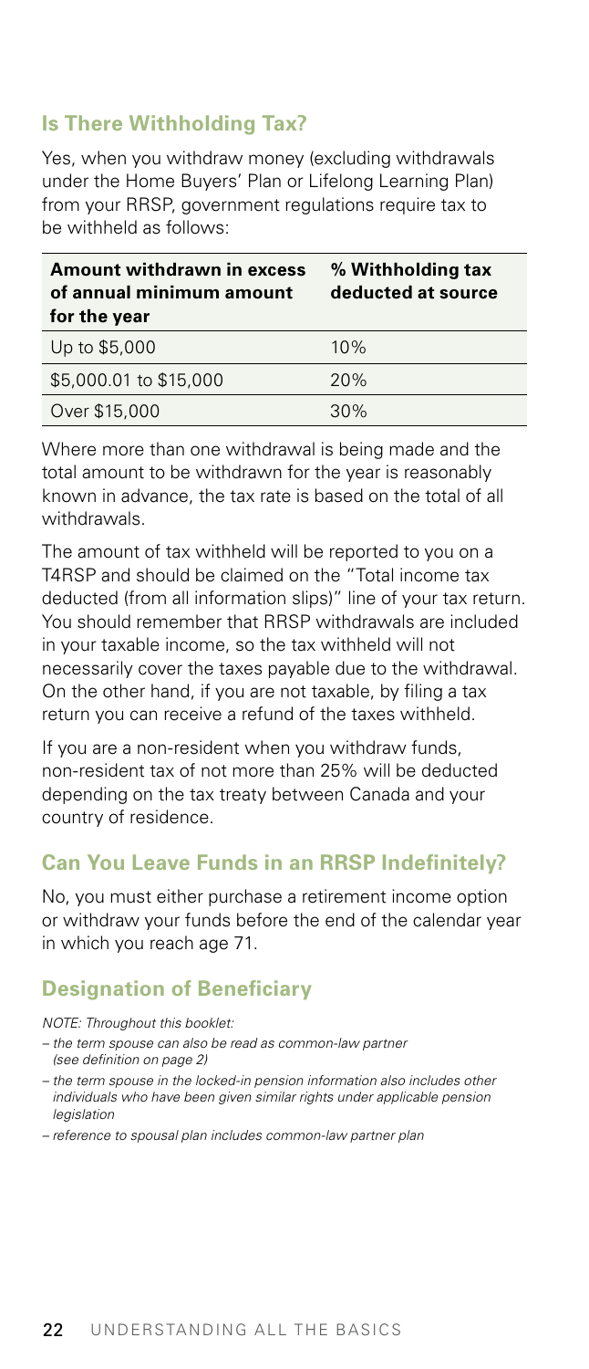## Is There Withholding Tax?

Yes, when you withdraw money (excluding withdrawals under the Home Buyers' Plan or Lifelong Learning Plan) from your RRSP, government regulations require tax to be withheld as follows:

| Amount withdrawn in excess of annual minimum amount for the year | % Withholding tax deducted at source |
|---|---|
| Up to $5,000 | 10% |
| $5,000.01 to $15,000 | 20% |
| Over $15,000 | 30% |

Where more than one withdrawal is being made and the total amount to be withdrawn for the year is reasonably known in advance, the tax rate is based on the total of all withdrawals.

The amount of tax withheld will be reported to you on a T4RSP and should be claimed on the "Total income tax deducted (from all information slips)" line of your tax return. You should remember that RRSP withdrawals are included in your taxable income, so the tax withheld will not necessarily cover the taxes payable due to the withdrawal. On the other hand, if you are not taxable, by filing a tax return you can receive a refund of the taxes withheld.

If you are a non-resident when you withdraw funds, non-resident tax of not more than 25% will be deducted depending on the tax treaty between Canada and your country of residence.

## Can You Leave Funds in an RRSP Indefinitely?

No, you must either purchase a retirement income option or withdraw your funds before the end of the calendar year in which you reach age 71.

## Designation of Beneficiary

*NOTE: Throughout this booklet:*

- *the term spouse can also be read as common-law partner (see definition on page 2)*
- *the term spouse in the locked-in pension information also includes other individuals who have been given similar rights under applicable pension legislation*
- *reference to spousal plan includes common-law partner plan*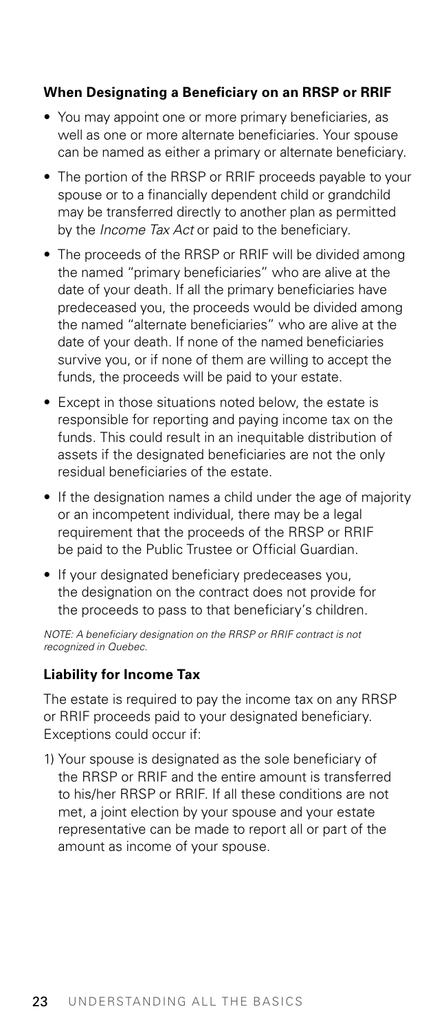### When Designating a Beneficiary on an RRSP or RRIF

- You may appoint one or more primary beneficiaries, as well as one or more alternate beneficiaries. Your spouse can be named as either a primary or alternate beneficiary.
- The portion of the RRSP or RRIF proceeds payable to your spouse or to a financially dependent child or grandchild may be transferred directly to another plan as permitted by the *Income Tax Act* or paid to the beneficiary.
- The proceeds of the RRSP or RRIF will be divided among the named "primary beneficiaries" who are alive at the date of your death. If all the primary beneficiaries have predeceased you, the proceeds would be divided among the named "alternate beneficiaries" who are alive at the date of your death. If none of the named beneficiaries survive you, or if none of them are willing to accept the funds, the proceeds will be paid to your estate.
- Except in those situations noted below, the estate is responsible for reporting and paying income tax on the funds. This could result in an inequitable distribution of assets if the designated beneficiaries are not the only residual beneficiaries of the estate.
- If the designation names a child under the age of majority or an incompetent individual, there may be a legal requirement that the proceeds of the RRSP or RRIF be paid to the Public Trustee or Official Guardian.
- If your designated beneficiary predeceases you, the designation on the contract does not provide for the proceeds to pass to that beneficiary's children.

*NOTE: A beneficiary designation on the RRSP or RRIF contract is not recognized in Quebec.*

### Liability for Income Tax

The estate is required to pay the income tax on any RRSP or RRIF proceeds paid to your designated beneficiary. Exceptions could occur if:

1) Your spouse is designated as the sole beneficiary of the RRSP or RRIF and the entire amount is transferred to his/her RRSP or RRIF. If all these conditions are not met, a joint election by your spouse and your estate representative can be made to report all or part of the amount as income of your spouse.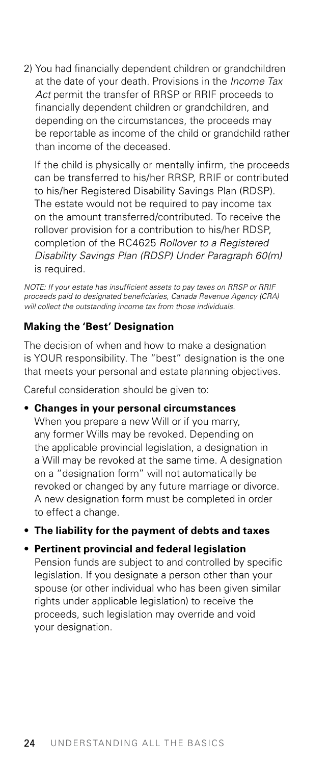2) You had financially dependent children or grandchildren at the date of your death. Provisions in the *Income Tax Act* permit the transfer of RRSP or RRIF proceeds to financially dependent children or grandchildren, and depending on the circumstances, the proceeds may be reportable as income of the child or grandchild rather than income of the deceased.

   If the child is physically or mentally infirm, the proceeds can be transferred to his/her RRSP, RRIF or contributed to his/her Registered Disability Savings Plan (RDSP). The estate would not be required to pay income tax on the amount transferred/contributed. To receive the rollover provision for a contribution to his/her RDSP, completion of the RC4625 *Rollover to a Registered Disability Savings Plan (RDSP) Under Paragraph 60(m)* is required.

*NOTE: If your estate has insufficient assets to pay taxes on RRSP or RRIF proceeds paid to designated beneficiaries, Canada Revenue Agency (CRA) will collect the outstanding income tax from those individuals.*

### Making the 'Best' Designation

The decision of when and how to make a designation is YOUR responsibility. The "best" designation is the one that meets your personal and estate planning objectives.

Careful consideration should be given to:

- **Changes in your personal circumstances**
  When you prepare a new Will or if you marry, any former Wills may be revoked. Depending on the applicable provincial legislation, a designation in a Will may be revoked at the same time. A designation on a "designation form" will not automatically be revoked or changed by any future marriage or divorce. A new designation form must be completed in order to effect a change.
- **The liability for the payment of debts and taxes**
- **Pertinent provincial and federal legislation**
  Pension funds are subject to and controlled by specific legislation. If you designate a person other than your spouse (or other individual who has been given similar rights under applicable legislation) to receive the proceeds, such legislation may override and void your designation.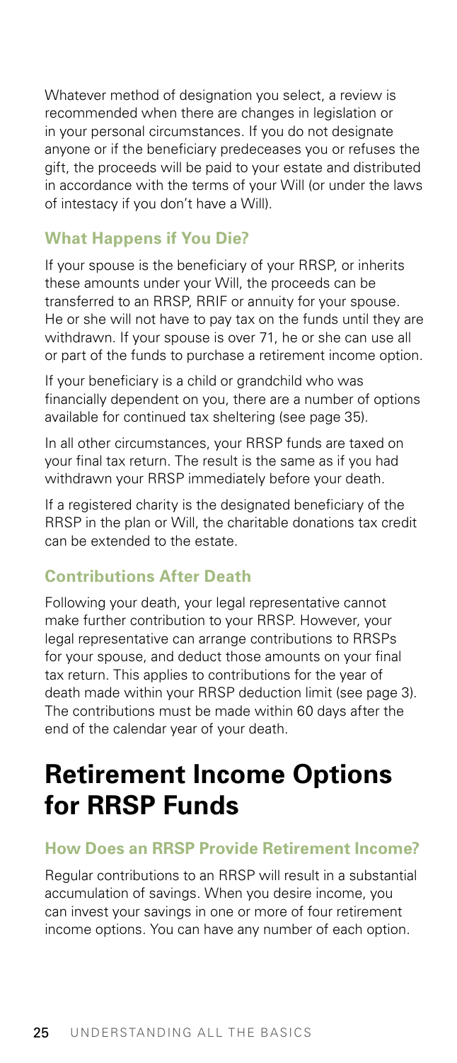Whatever method of designation you select, a review is recommended when there are changes in legislation or in your personal circumstances. If you do not designate anyone or if the beneficiary predeceases you or refuses the gift, the proceeds will be paid to your estate and distributed in accordance with the terms of your Will (or under the laws of intestacy if you don't have a Will).

### What Happens if You Die?

If your spouse is the beneficiary of your RRSP, or inherits these amounts under your Will, the proceeds can be transferred to an RRSP, RRIF or annuity for your spouse. He or she will not have to pay tax on the funds until they are withdrawn. If your spouse is over 71, he or she can use all or part of the funds to purchase a retirement income option.

If your beneficiary is a child or grandchild who was financially dependent on you, there are a number of options available for continued tax sheltering (see page 35).

In all other circumstances, your RRSP funds are taxed on your final tax return. The result is the same as if you had withdrawn your RRSP immediately before your death.

If a registered charity is the designated beneficiary of the RRSP in the plan or Will, the charitable donations tax credit can be extended to the estate.

### Contributions After Death

Following your death, your legal representative cannot make further contribution to your RRSP. However, your legal representative can arrange contributions to RRSPs for your spouse, and deduct those amounts on your final tax return. This applies to contributions for the year of death made within your RRSP deduction limit (see page 3). The contributions must be made within 60 days after the end of the calendar year of your death.

# Retirement Income Options for RRSP Funds

### How Does an RRSP Provide Retirement Income?

Regular contributions to an RRSP will result in a substantial accumulation of savings. When you desire income, you can invest your savings in one or more of four retirement income options. You can have any number of each option.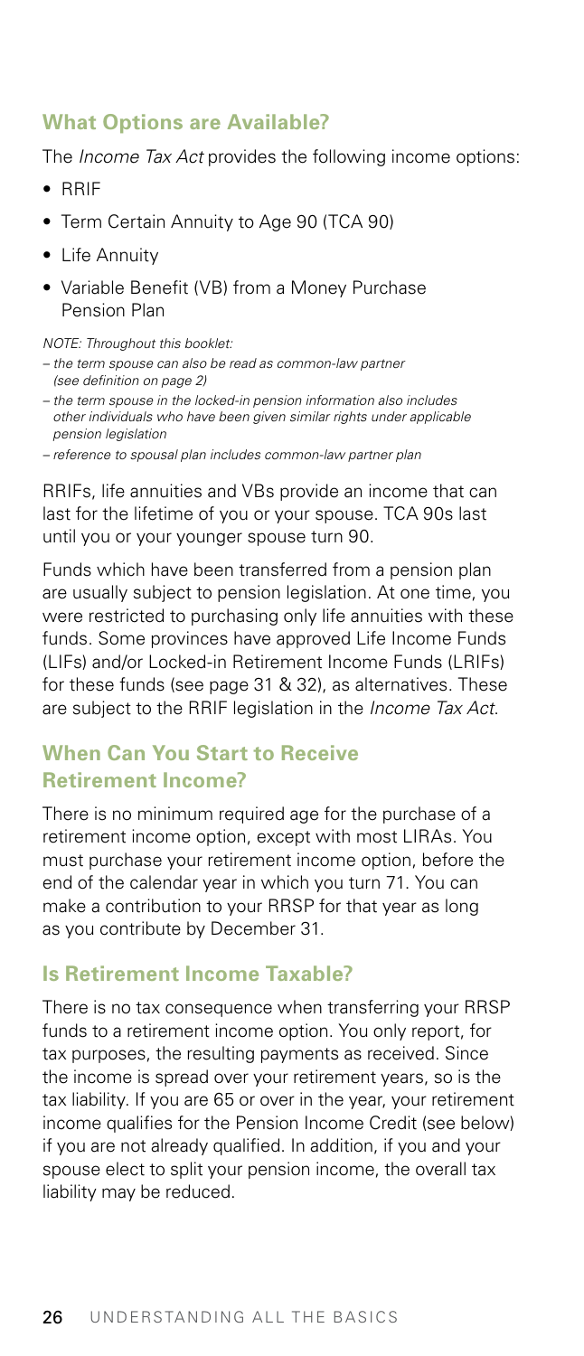## What Options are Available?

The *Income Tax Act* provides the following income options:

- RRIF
- Term Certain Annuity to Age 90 (TCA 90)
- Life Annuity
- Variable Benefit (VB) from a Money Purchase Pension Plan

*NOTE: Throughout this booklet:*

*– the term spouse can also be read as common-law partner (see definition on page 2)*

*– the term spouse in the locked-in pension information also includes other individuals who have been given similar rights under applicable pension legislation*

*– reference to spousal plan includes common-law partner plan*

RRIFs, life annuities and VBs provide an income that can last for the lifetime of you or your spouse. TCA 90s last until you or your younger spouse turn 90.

Funds which have been transferred from a pension plan are usually subject to pension legislation. At one time, you were restricted to purchasing only life annuities with these funds. Some provinces have approved Life Income Funds (LIFs) and/or Locked-in Retirement Income Funds (LRIFs) for these funds (see page 31 & 32), as alternatives. These are subject to the RRIF legislation in the *Income Tax Act*.

## When Can You Start to Receive Retirement Income?

There is no minimum required age for the purchase of a retirement income option, except with most LIRAs. You must purchase your retirement income option, before the end of the calendar year in which you turn 71. You can make a contribution to your RRSP for that year as long as you contribute by December 31.

## Is Retirement Income Taxable?

There is no tax consequence when transferring your RRSP funds to a retirement income option. You only report, for tax purposes, the resulting payments as received. Since the income is spread over your retirement years, so is the tax liability. If you are 65 or over in the year, your retirement income qualifies for the Pension Income Credit (see below) if you are not already qualified. In addition, if you and your spouse elect to split your pension income, the overall tax liability may be reduced.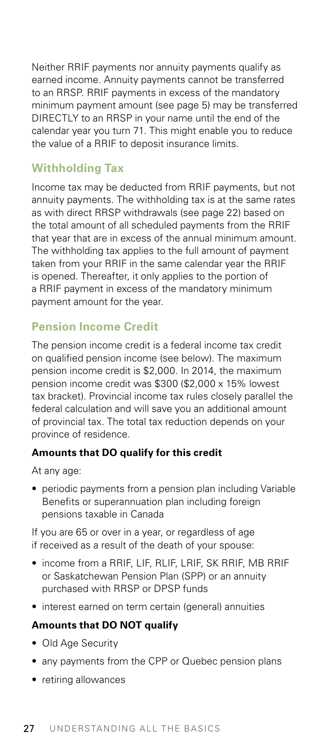Neither RRIF payments nor annuity payments qualify as earned income. Annuity payments cannot be transferred to an RRSP. RRIF payments in excess of the mandatory minimum payment amount (see page 5) may be transferred DIRECTLY to an RRSP in your name until the end of the calendar year you turn 71. This might enable you to reduce the value of a RRIF to deposit insurance limits.

## Withholding Tax

Income tax may be deducted from RRIF payments, but not annuity payments. The withholding tax is at the same rates as with direct RRSP withdrawals (see page 22) based on the total amount of all scheduled payments from the RRIF that year that are in excess of the annual minimum amount. The withholding tax applies to the full amount of payment taken from your RRIF in the same calendar year the RRIF is opened. Thereafter, it only applies to the portion of a RRIF payment in excess of the mandatory minimum payment amount for the year.

## Pension Income Credit

The pension income credit is a federal income tax credit on qualified pension income (see below). The maximum pension income credit is $2,000. In 2014, the maximum pension income credit was $300 ($2,000 x 15% lowest tax bracket). Provincial income tax rules closely parallel the federal calculation and will save you an additional amount of provincial tax. The total tax reduction depends on your province of residence.

### Amounts that DO qualify for this credit

At any age:

- periodic payments from a pension plan including Variable Benefits or superannuation plan including foreign pensions taxable in Canada

If you are 65 or over in a year, or regardless of age if received as a result of the death of your spouse:

- income from a RRIF, LIF, RLIF, LRIF, SK RRIF, MB RRIF or Saskatchewan Pension Plan (SPP) or an annuity purchased with RRSP or DPSP funds
- interest earned on term certain (general) annuities

### Amounts that DO NOT qualify

- Old Age Security
- any payments from the CPP or Quebec pension plans
- retiring allowances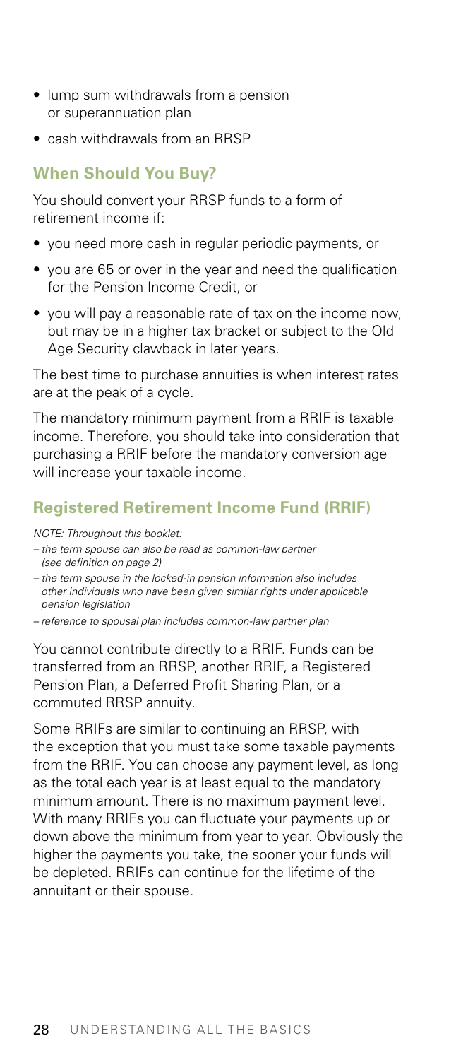- lump sum withdrawals from a pension or superannuation plan
- cash withdrawals from an RRSP

## When Should You Buy?

You should convert your RRSP funds to a form of retirement income if:

- you need more cash in regular periodic payments, or
- you are 65 or over in the year and need the qualification for the Pension Income Credit, or
- you will pay a reasonable rate of tax on the income now, but may be in a higher tax bracket or subject to the Old Age Security clawback in later years.

The best time to purchase annuities is when interest rates are at the peak of a cycle.

The mandatory minimum payment from a RRIF is taxable income. Therefore, you should take into consideration that purchasing a RRIF before the mandatory conversion age will increase your taxable income.

## Registered Retirement Income Fund (RRIF)

*NOTE: Throughout this booklet:*

*– the term spouse can also be read as common-law partner (see definition on page 2)*

*– the term spouse in the locked-in pension information also includes other individuals who have been given similar rights under applicable pension legislation*

*– reference to spousal plan includes common-law partner plan*

You cannot contribute directly to a RRIF. Funds can be transferred from an RRSP, another RRIF, a Registered Pension Plan, a Deferred Profit Sharing Plan, or a commuted RRSP annuity.

Some RRIFs are similar to continuing an RRSP, with the exception that you must take some taxable payments from the RRIF. You can choose any payment level, as long as the total each year is at least equal to the mandatory minimum amount. There is no maximum payment level. With many RRIFs you can fluctuate your payments up or down above the minimum from year to year. Obviously the higher the payments you take, the sooner your funds will be depleted. RRIFs can continue for the lifetime of the annuitant or their spouse.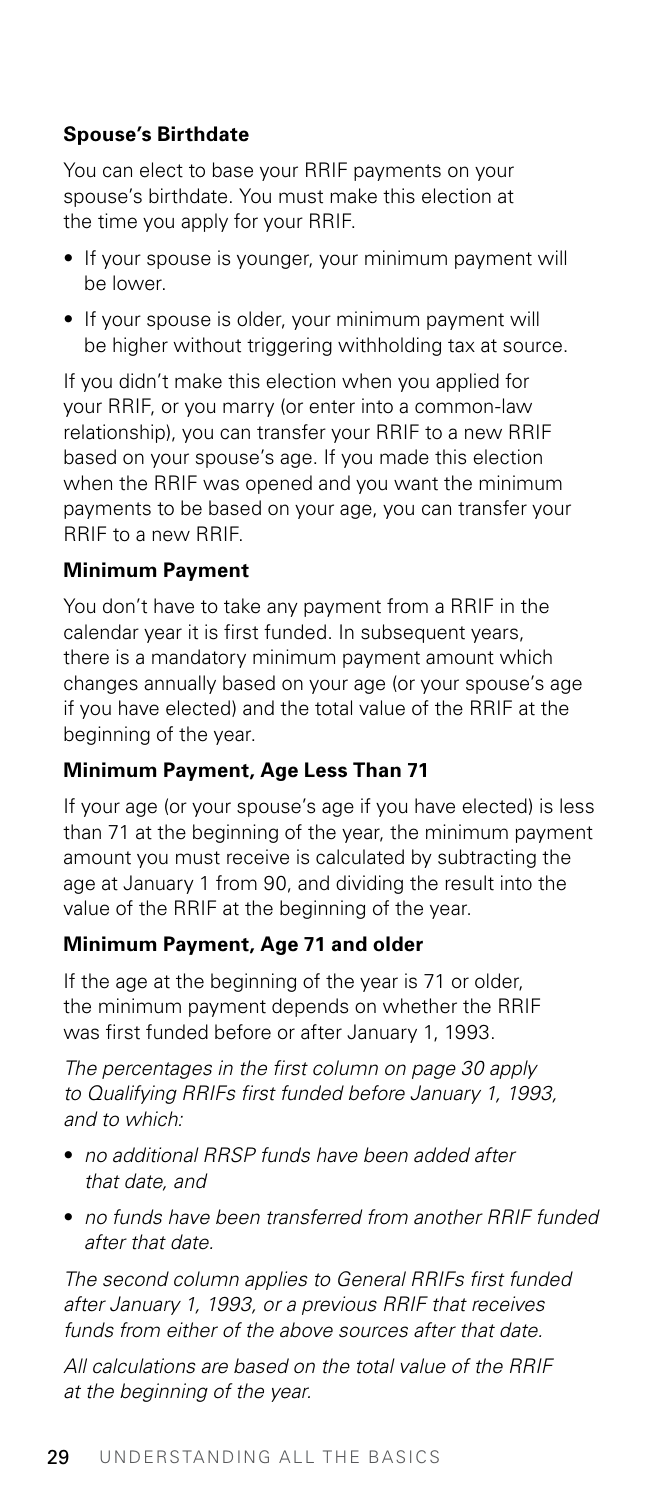### Spouse's Birthdate

You can elect to base your RRIF payments on your spouse's birthdate. You must make this election at the time you apply for your RRIF.

- If your spouse is younger, your minimum payment will be lower.
- If your spouse is older, your minimum payment will be higher without triggering withholding tax at source.

If you didn't make this election when you applied for your RRIF, or you marry (or enter into a common-law relationship), you can transfer your RRIF to a new RRIF based on your spouse's age. If you made this election when the RRIF was opened and you want the minimum payments to be based on your age, you can transfer your RRIF to a new RRIF.

### Minimum Payment

You don't have to take any payment from a RRIF in the calendar year it is first funded. In subsequent years, there is a mandatory minimum payment amount which changes annually based on your age (or your spouse's age if you have elected) and the total value of the RRIF at the beginning of the year.

### Minimum Payment, Age Less Than 71

If your age (or your spouse's age if you have elected) is less than 71 at the beginning of the year, the minimum payment amount you must receive is calculated by subtracting the age at January 1 from 90, and dividing the result into the value of the RRIF at the beginning of the year.

### Minimum Payment, Age 71 and older

If the age at the beginning of the year is 71 or older, the minimum payment depends on whether the RRIF was first funded before or after January 1, 1993.

*The percentages in the first column on page 30 apply to Qualifying RRIFs first funded before January 1, 1993, and to which:*

- *no additional RRSP funds have been added after that date, and*
- *no funds have been transferred from another RRIF funded after that date.*

*The second column applies to General RRIFs first funded after January 1, 1993, or a previous RRIF that receives funds from either of the above sources after that date.*

*All calculations are based on the total value of the RRIF at the beginning of the year.*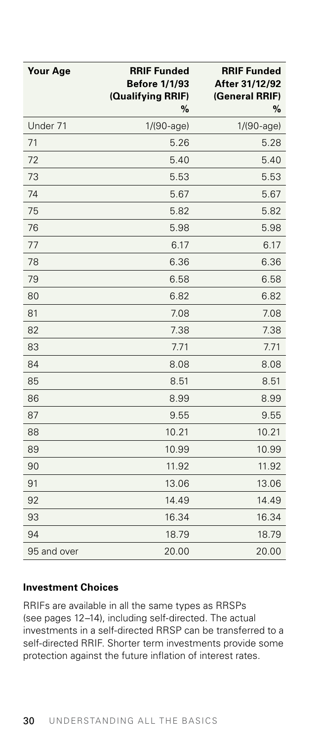| Your Age | RRIF Funded Before 1/1/93 (Qualifying RRIF) % | RRIF Funded After 31/12/92 (General RRIF) % |
|---|---|---|
| Under 71 | 1/(90-age) | 1/(90-age) |
| 71 | 5.26 | 5.28 |
| 72 | 5.40 | 5.40 |
| 73 | 5.53 | 5.53 |
| 74 | 5.67 | 5.67 |
| 75 | 5.82 | 5.82 |
| 76 | 5.98 | 5.98 |
| 77 | 6.17 | 6.17 |
| 78 | 6.36 | 6.36 |
| 79 | 6.58 | 6.58 |
| 80 | 6.82 | 6.82 |
| 81 | 7.08 | 7.08 |
| 82 | 7.38 | 7.38 |
| 83 | 7.71 | 7.71 |
| 84 | 8.08 | 8.08 |
| 85 | 8.51 | 8.51 |
| 86 | 8.99 | 8.99 |
| 87 | 9.55 | 9.55 |
| 88 | 10.21 | 10.21 |
| 89 | 10.99 | 10.99 |
| 90 | 11.92 | 11.92 |
| 91 | 13.06 | 13.06 |
| 92 | 14.49 | 14.49 |
| 93 | 16.34 | 16.34 |
| 94 | 18.79 | 18.79 |
| 95 and over | 20.00 | 20.00 |

### Investment Choices

RRIFs are available in all the same types as RRSPs (see pages 12–14), including self-directed. The actual investments in a self-directed RRSP can be transferred to a self-directed RRIF. Shorter term investments provide some protection against the future inflation of interest rates.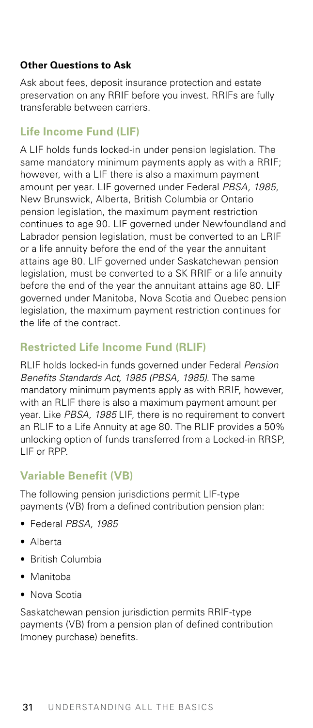**Other Questions to Ask**

Ask about fees, deposit insurance protection and estate preservation on any RRIF before you invest. RRIFs are fully transferable between carriers.

## Life Income Fund (LIF)

A LIF holds funds locked-in under pension legislation. The same mandatory minimum payments apply as with a RRIF; however, with a LIF there is also a maximum payment amount per year. LIF governed under Federal *PBSA, 1985*, New Brunswick, Alberta, British Columbia or Ontario pension legislation, the maximum payment restriction continues to age 90. LIF governed under Newfoundland and Labrador pension legislation, must be converted to an LRIF or a life annuity before the end of the year the annuitant attains age 80. LIF governed under Saskatchewan pension legislation, must be converted to a SK RRIF or a life annuity before the end of the year the annuitant attains age 80. LIF governed under Manitoba, Nova Scotia and Quebec pension legislation, the maximum payment restriction continues for the life of the contract.

## Restricted Life Income Fund (RLIF)

RLIF holds locked-in funds governed under Federal *Pension Benefits Standards Act, 1985 (PBSA, 1985)*. The same mandatory minimum payments apply as with RRIF, however, with an RLIF there is also a maximum payment amount per year. Like *PBSA, 1985* LIF, there is no requirement to convert an RLIF to a Life Annuity at age 80. The RLIF provides a 50% unlocking option of funds transferred from a Locked-in RRSP, LIF or RPP.

## Variable Benefit (VB)

The following pension jurisdictions permit LIF-type payments (VB) from a defined contribution pension plan:

- Federal *PBSA, 1985*
- Alberta
- British Columbia
- Manitoba
- Nova Scotia

Saskatchewan pension jurisdiction permits RRIF-type payments (VB) from a pension plan of defined contribution (money purchase) benefits.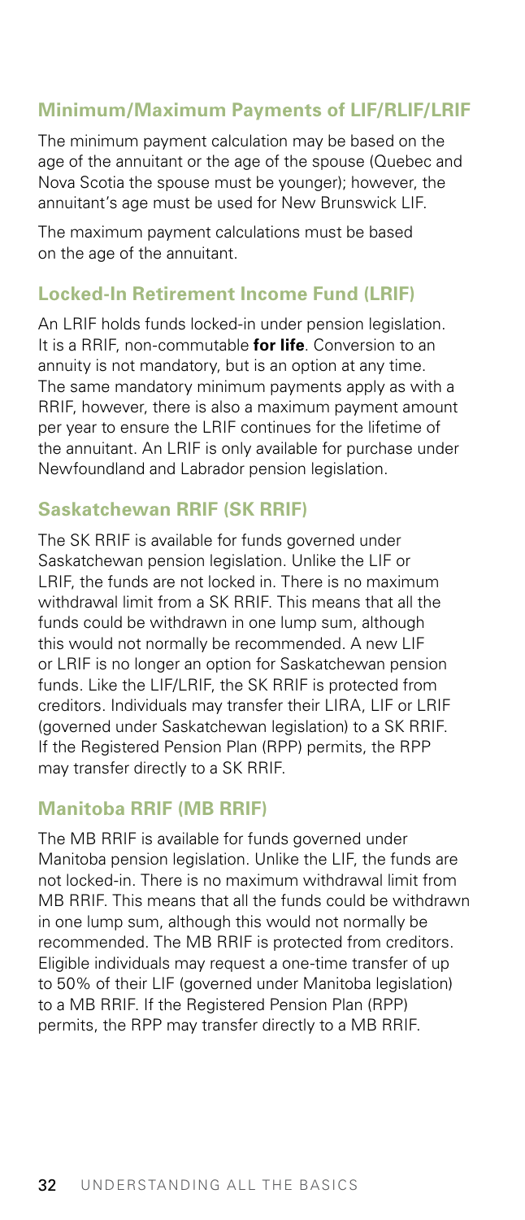## Minimum/Maximum Payments of LIF/RLIF/LRIF

The minimum payment calculation may be based on the age of the annuitant or the age of the spouse (Quebec and Nova Scotia the spouse must be younger); however, the annuitant's age must be used for New Brunswick LIF.

The maximum payment calculations must be based on the age of the annuitant.

## Locked-In Retirement Income Fund (LRIF)

An LRIF holds funds locked-in under pension legislation. It is a RRIF, non-commutable **for life**. Conversion to an annuity is not mandatory, but is an option at any time. The same mandatory minimum payments apply as with a RRIF, however, there is also a maximum payment amount per year to ensure the LRIF continues for the lifetime of the annuitant. An LRIF is only available for purchase under Newfoundland and Labrador pension legislation.

## Saskatchewan RRIF (SK RRIF)

The SK RRIF is available for funds governed under Saskatchewan pension legislation. Unlike the LIF or LRIF, the funds are not locked in. There is no maximum withdrawal limit from a SK RRIF. This means that all the funds could be withdrawn in one lump sum, although this would not normally be recommended. A new LIF or LRIF is no longer an option for Saskatchewan pension funds. Like the LIF/LRIF, the SK RRIF is protected from creditors. Individuals may transfer their LIRA, LIF or LRIF (governed under Saskatchewan legislation) to a SK RRIF. If the Registered Pension Plan (RPP) permits, the RPP may transfer directly to a SK RRIF.

## Manitoba RRIF (MB RRIF)

The MB RRIF is available for funds governed under Manitoba pension legislation. Unlike the LIF, the funds are not locked-in. There is no maximum withdrawal limit from MB RRIF. This means that all the funds could be withdrawn in one lump sum, although this would not normally be recommended. The MB RRIF is protected from creditors. Eligible individuals may request a one-time transfer of up to 50% of their LIF (governed under Manitoba legislation) to a MB RRIF. If the Registered Pension Plan (RPP) permits, the RPP may transfer directly to a MB RRIF.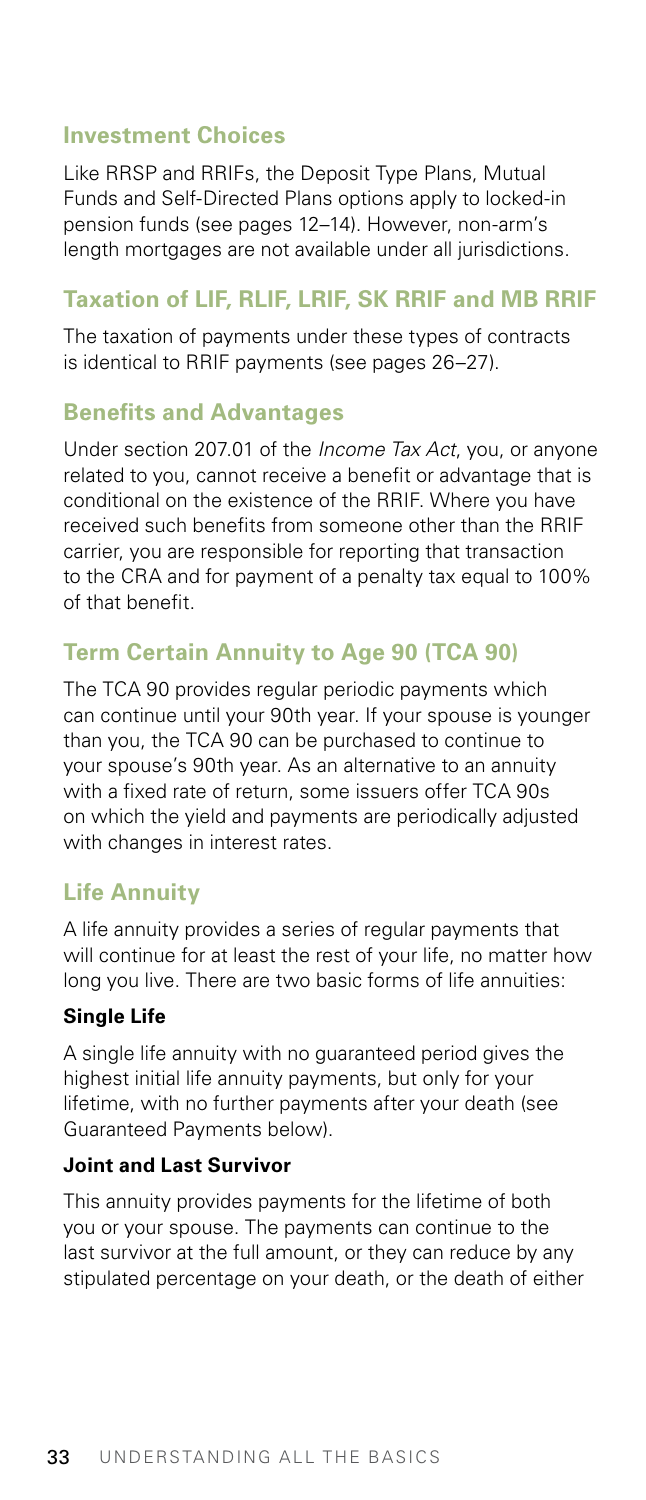## Investment Choices

Like RRSP and RRIFs, the Deposit Type Plans, Mutual Funds and Self-Directed Plans options apply to locked-in pension funds (see pages 12–14). However, non-arm's length mortgages are not available under all jurisdictions.

## Taxation of LIF, RLIF, LRIF, SK RRIF and MB RRIF

The taxation of payments under these types of contracts is identical to RRIF payments (see pages 26–27).

## Benefits and Advantages

Under section 207.01 of the *Income Tax Act*, you, or anyone related to you, cannot receive a benefit or advantage that is conditional on the existence of the RRIF. Where you have received such benefits from someone other than the RRIF carrier, you are responsible for reporting that transaction to the CRA and for payment of a penalty tax equal to 100% of that benefit.

## Term Certain Annuity to Age 90 (TCA 90)

The TCA 90 provides regular periodic payments which can continue until your 90th year. If your spouse is younger than you, the TCA 90 can be purchased to continue to your spouse's 90th year. As an alternative to an annuity with a fixed rate of return, some issuers offer TCA 90s on which the yield and payments are periodically adjusted with changes in interest rates.

## Life Annuity

A life annuity provides a series of regular payments that will continue for at least the rest of your life, no matter how long you live. There are two basic forms of life annuities:

### Single Life

A single life annuity with no guaranteed period gives the highest initial life annuity payments, but only for your lifetime, with no further payments after your death (see Guaranteed Payments below).

### Joint and Last Survivor

This annuity provides payments for the lifetime of both you or your spouse. The payments can continue to the last survivor at the full amount, or they can reduce by any stipulated percentage on your death, or the death of either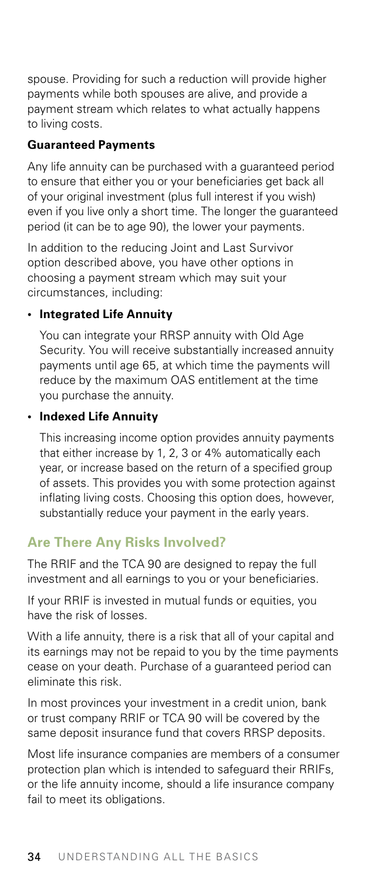spouse. Providing for such a reduction will provide higher payments while both spouses are alive, and provide a payment stream which relates to what actually happens to living costs.

**Guaranteed Payments**

Any life annuity can be purchased with a guaranteed period to ensure that either you or your beneficiaries get back all of your original investment (plus full interest if you wish) even if you live only a short time. The longer the guaranteed period (it can be to age 90), the lower your payments.

In addition to the reducing Joint and Last Survivor option described above, you have other options in choosing a payment stream which may suit your circumstances, including:

- **Integrated Life Annuity**

  You can integrate your RRSP annuity with Old Age Security. You will receive substantially increased annuity payments until age 65, at which time the payments will reduce by the maximum OAS entitlement at the time you purchase the annuity.

- **Indexed Life Annuity**

  This increasing income option provides annuity payments that either increase by 1, 2, 3 or 4% automatically each year, or increase based on the return of a specified group of assets. This provides you with some protection against inflating living costs. Choosing this option does, however, substantially reduce your payment in the early years.

## Are There Any Risks Involved?

The RRIF and the TCA 90 are designed to repay the full investment and all earnings to you or your beneficiaries.

If your RRIF is invested in mutual funds or equities, you have the risk of losses.

With a life annuity, there is a risk that all of your capital and its earnings may not be repaid to you by the time payments cease on your death. Purchase of a guaranteed period can eliminate this risk.

In most provinces your investment in a credit union, bank or trust company RRIF or TCA 90 will be covered by the same deposit insurance fund that covers RRSP deposits.

Most life insurance companies are members of a consumer protection plan which is intended to safeguard their RRIFs, or the life annuity income, should a life insurance company fail to meet its obligations.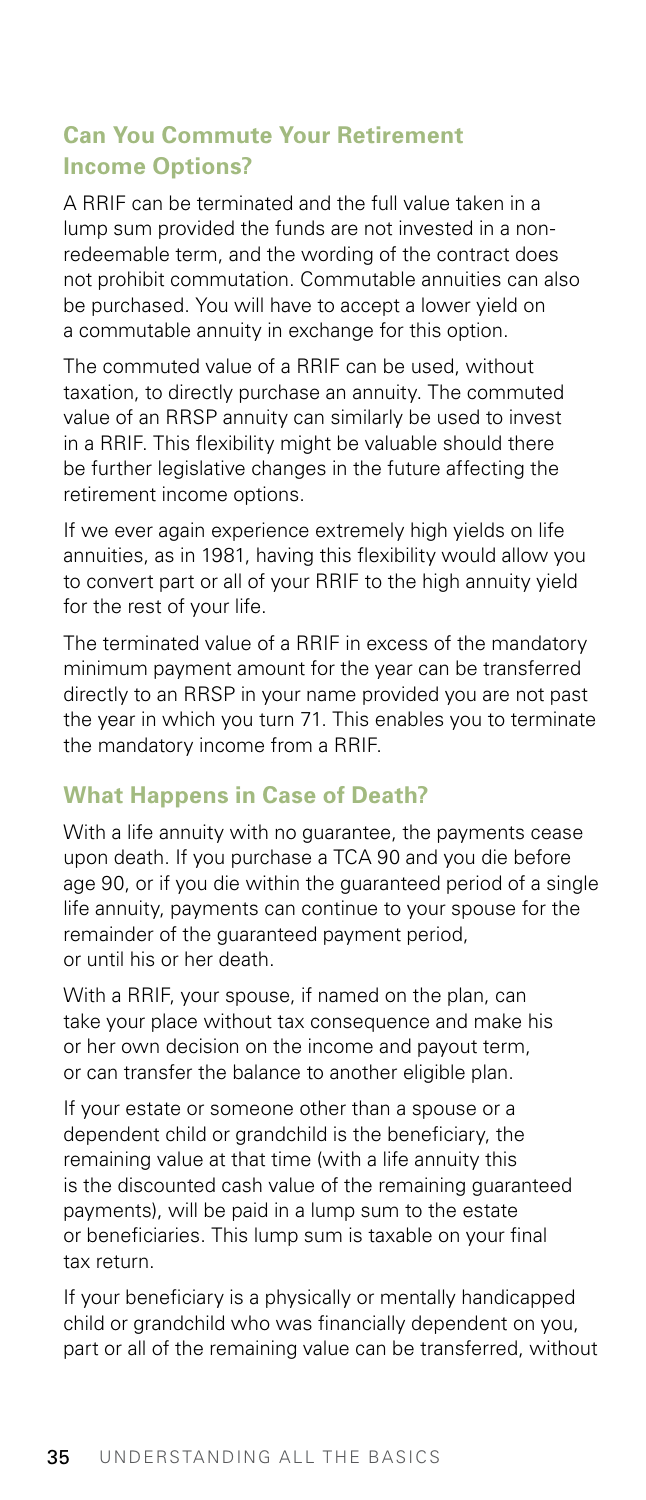## Can You Commute Your Retirement Income Options?

A RRIF can be terminated and the full value taken in a lump sum provided the funds are not invested in a non-redeemable term, and the wording of the contract does not prohibit commutation. Commutable annuities can also be purchased. You will have to accept a lower yield on a commutable annuity in exchange for this option.

The commuted value of a RRIF can be used, without taxation, to directly purchase an annuity. The commuted value of an RRSP annuity can similarly be used to invest in a RRIF. This flexibility might be valuable should there be further legislative changes in the future affecting the retirement income options.

If we ever again experience extremely high yields on life annuities, as in 1981, having this flexibility would allow you to convert part or all of your RRIF to the high annuity yield for the rest of your life.

The terminated value of a RRIF in excess of the mandatory minimum payment amount for the year can be transferred directly to an RRSP in your name provided you are not past the year in which you turn 71. This enables you to terminate the mandatory income from a RRIF.

## What Happens in Case of Death?

With a life annuity with no guarantee, the payments cease upon death. If you purchase a TCA 90 and you die before age 90, or if you die within the guaranteed period of a single life annuity, payments can continue to your spouse for the remainder of the guaranteed payment period, or until his or her death.

With a RRIF, your spouse, if named on the plan, can take your place without tax consequence and make his or her own decision on the income and payout term, or can transfer the balance to another eligible plan.

If your estate or someone other than a spouse or a dependent child or grandchild is the beneficiary, the remaining value at that time (with a life annuity this is the discounted cash value of the remaining guaranteed payments), will be paid in a lump sum to the estate or beneficiaries. This lump sum is taxable on your final tax return.

If your beneficiary is a physically or mentally handicapped child or grandchild who was financially dependent on you, part or all of the remaining value can be transferred, without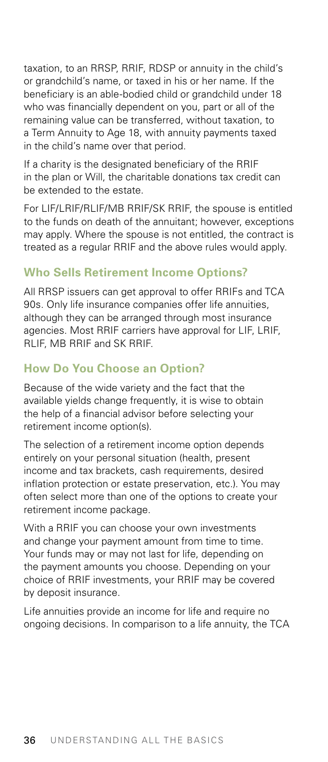taxation, to an RRSP, RRIF, RDSP or annuity in the child's or grandchild's name, or taxed in his or her name. If the beneficiary is an able-bodied child or grandchild under 18 who was financially dependent on you, part or all of the remaining value can be transferred, without taxation, to a Term Annuity to Age 18, with annuity payments taxed in the child's name over that period.

If a charity is the designated beneficiary of the RRIF in the plan or Will, the charitable donations tax credit can be extended to the estate.

For LIF/LRIF/RLIF/MB RRIF/SK RRIF, the spouse is entitled to the funds on death of the annuitant; however, exceptions may apply. Where the spouse is not entitled, the contract is treated as a regular RRIF and the above rules would apply.

## Who Sells Retirement Income Options?

All RRSP issuers can get approval to offer RRIFs and TCA 90s. Only life insurance companies offer life annuities, although they can be arranged through most insurance agencies. Most RRIF carriers have approval for LIF, LRIF, RLIF, MB RRIF and SK RRIF.

## How Do You Choose an Option?

Because of the wide variety and the fact that the available yields change frequently, it is wise to obtain the help of a financial advisor before selecting your retirement income option(s).

The selection of a retirement income option depends entirely on your personal situation (health, present income and tax brackets, cash requirements, desired inflation protection or estate preservation, etc.). You may often select more than one of the options to create your retirement income package.

With a RRIF you can choose your own investments and change your payment amount from time to time. Your funds may or may not last for life, depending on the payment amounts you choose. Depending on your choice of RRIF investments, your RRIF may be covered by deposit insurance.

Life annuities provide an income for life and require no ongoing decisions. In comparison to a life annuity, the TCA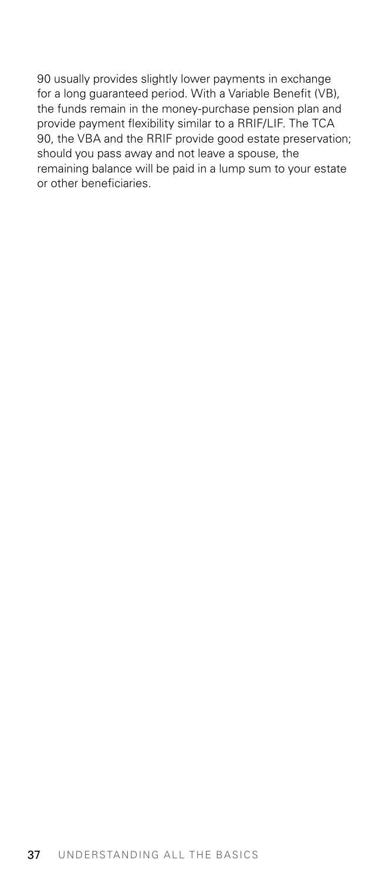90 usually provides slightly lower payments in exchange for a long guaranteed period. With a Variable Benefit (VB), the funds remain in the money-purchase pension plan and provide payment flexibility similar to a RRIF/LIF. The TCA 90, the VBA and the RRIF provide good estate preservation; should you pass away and not leave a spouse, the remaining balance will be paid in a lump sum to your estate or other beneficiaries.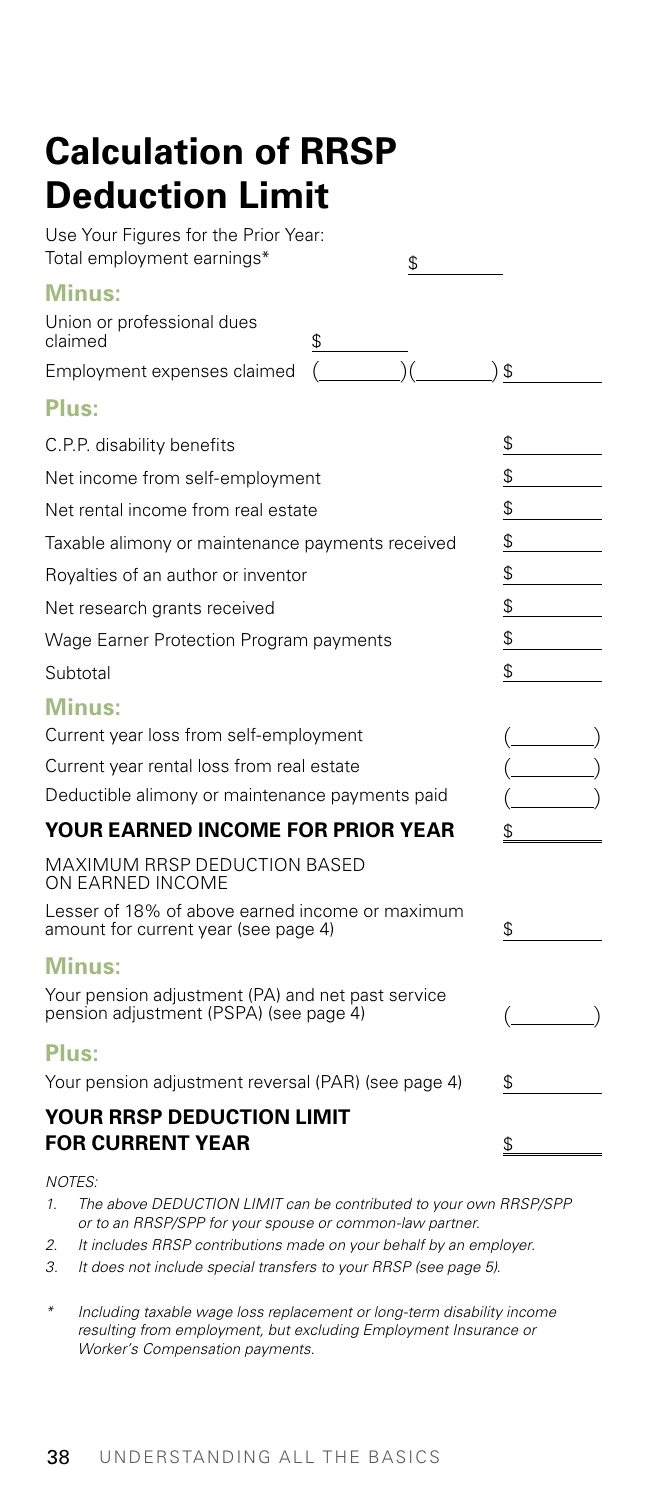# Calculation of RRSP Deduction Limit

| Use Your Figures for the Prior Year: | | |
|---|---|---|
| Total employment earnings* | $ | |
| **Minus:** | | |
| Union or professional dues claimed | $ | |
| Employment expenses claimed | ( )( ) | $ |
| **Plus:** | | |
| C.P.P. disability benefits | | $ |
| Net income from self-employment | | $ |
| Net rental income from real estate | | $ |
| Taxable alimony or maintenance payments received | | $ |
| Royalties of an author or inventor | | $ |
| Net research grants received | | $ |
| Wage Earner Protection Program payments | | $ |
| Subtotal | | $ |
| **Minus:** | | |
| Current year loss from self-employment | | ( ) |
| Current year rental loss from real estate | | ( ) |
| Deductible alimony or maintenance payments paid | | ( ) |
| **YOUR EARNED INCOME FOR PRIOR YEAR** | | $ |
| MAXIMUM RRSP DEDUCTION BASED ON EARNED INCOME | | |
| Lesser of 18% of above earned income or maximum amount for current year (see page 4) | | $ |
| **Minus:** | | |
| Your pension adjustment (PA) and net past service pension adjustment (PSPA) (see page 4) | | ( ) |
| **Plus:** | | |
| Your pension adjustment reversal (PAR) (see page 4) | | $ |
| **YOUR RRSP DEDUCTION LIMIT FOR CURRENT YEAR** | | $ |

*NOTES:*

1. *The above DEDUCTION LIMIT can be contributed to your own RRSP/SPP or to an RRSP/SPP for your spouse or common-law partner.*
2. *It includes RRSP contributions made on your behalf by an employer.*
3. *It does not include special transfers to your RRSP (see page 5).*

\* *Including taxable wage loss replacement or long-term disability income resulting from employment, but excluding Employment Insurance or Worker's Compensation payments.*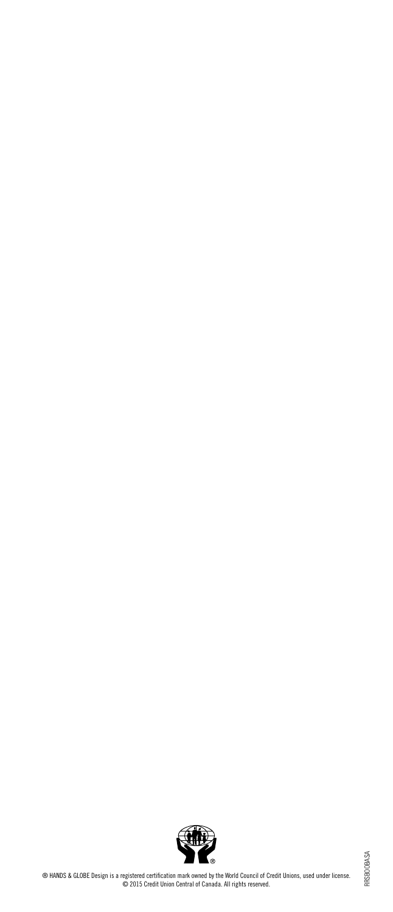® HANDS & GLOBE Design is a registered certification mark owned by the World Council of Credit Unions, used under license.
© 2015 Credit Union Central of Canada. All rights reserved.

RRSBOOBASA